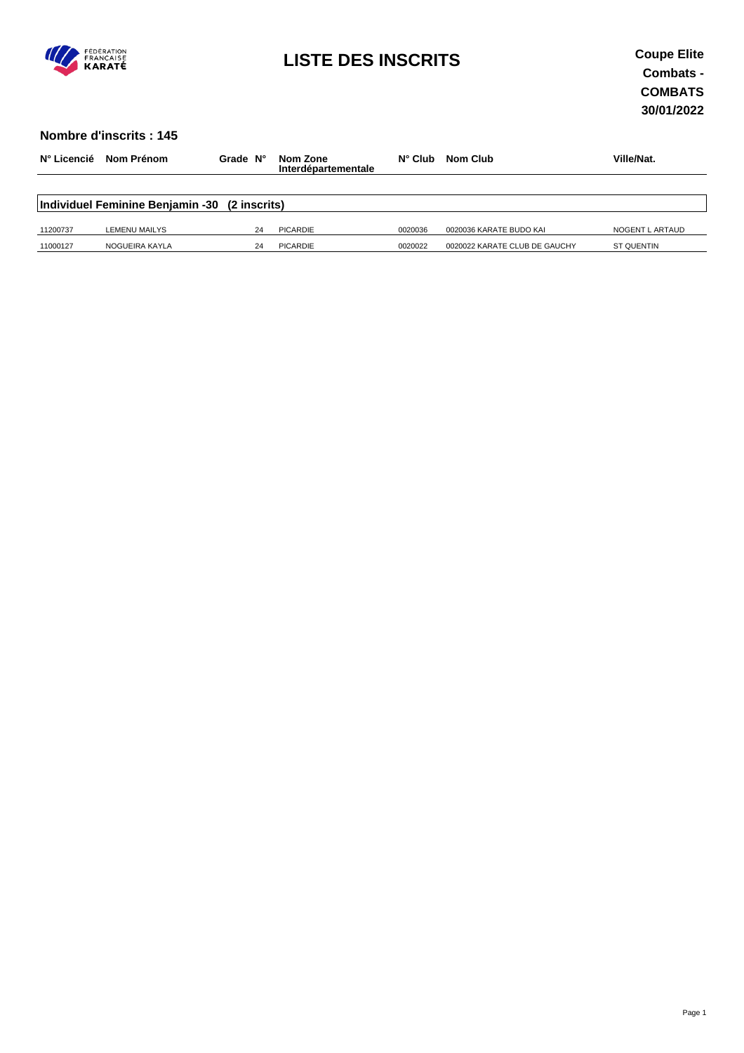# LISTE DES INSCRITS

**Coupe Elite Combats - COMBATS**
**30/01/2022**

**Nombre d'inscrits : 145**

| N° Licencié | Nom Prénom | Grade | N° | Nom Zone Interdépartementale | N° Club | Nom Club | Ville/Nat. |
|---|---|---|---|---|---|---|---|
| **Individuel Feminine Benjamin -30 (2 inscrits)** | | | | | | | |
| 11200737 | LEMENU MAILYS | | 24 | PICARDIE | 0020036 | 0020036 KARATE BUDO KAI | NOGENT L ARTAUD |
| 11000127 | NOGUEIRA KAYLA | | 24 | PICARDIE | 0020022 | 0020022 KARATE CLUB DE GAUCHY | ST QUENTIN |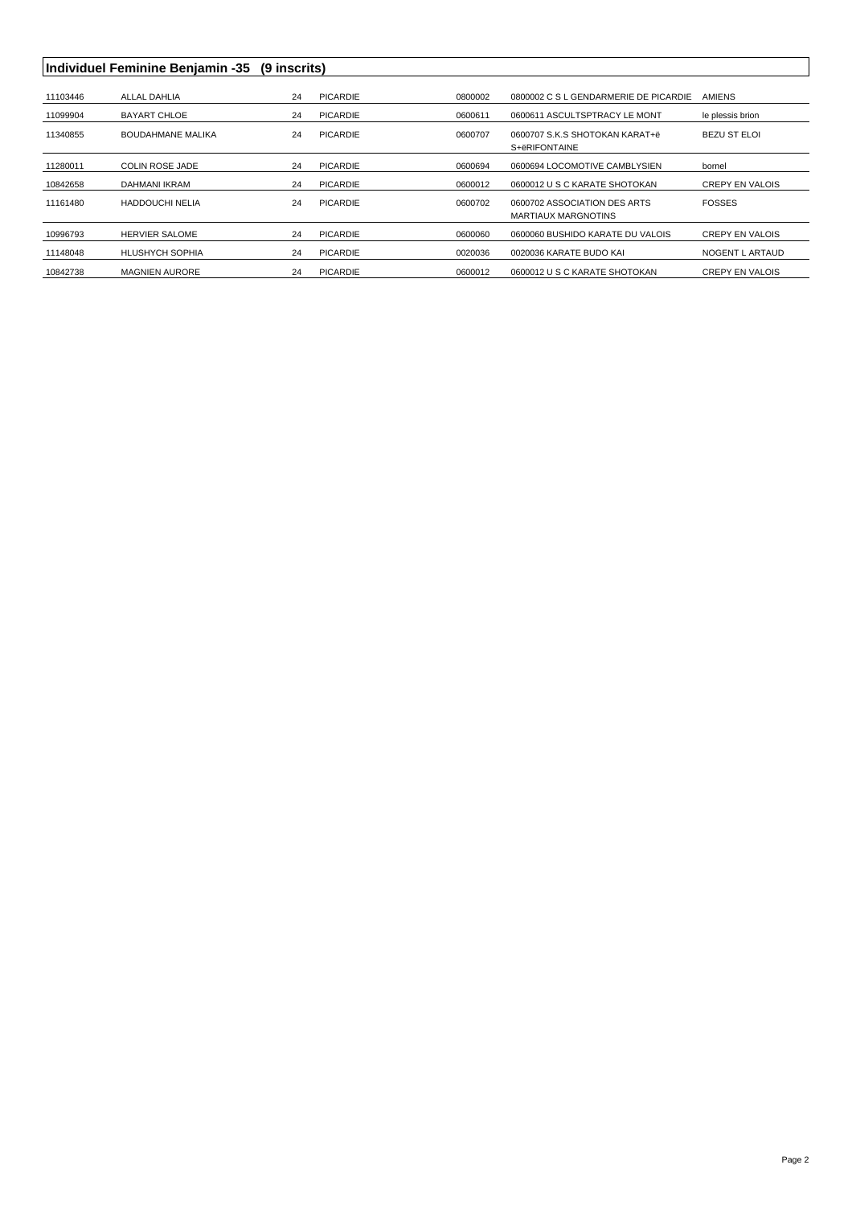## Individuel Feminine Benjamin -35 (9 inscrits)

| | | | | | | |
|---|---|---|---|---|---|---|
| 11103446 | ALLAL DAHLIA | 24 | PICARDIE | 0800002 | 0800002 C S L GENDARMERIE DE PICARDIE | AMIENS |
| 11099904 | BAYART CHLOE | 24 | PICARDIE | 0600611 | 0600611 ASCULTSPTRACY LE MONT | le plessis brion |
| 11340855 | BOUDAHMANE MALIKA | 24 | PICARDIE | 0600707 | 0600707 S.K.S SHOTOKAN KARAT+ë S+ëRIFONTAINE | BEZU ST ELOI |
| 11280011 | COLIN ROSE JADE | 24 | PICARDIE | 0600694 | 0600694 LOCOMOTIVE CAMBLYSIEN | bornel |
| 10842658 | DAHMANI IKRAM | 24 | PICARDIE | 0600012 | 0600012 U S C KARATE SHOTOKAN | CREPY EN VALOIS |
| 11161480 | HADDOUCHI NELIA | 24 | PICARDIE | 0600702 | 0600702 ASSOCIATION DES ARTS MARTIAUX MARGNOTINS | FOSSES |
| 10996793 | HERVIER SALOME | 24 | PICARDIE | 0600060 | 0600060 BUSHIDO KARATE DU VALOIS | CREPY EN VALOIS |
| 11148048 | HLUSHYCH SOPHIA | 24 | PICARDIE | 0020036 | 0020036 KARATE BUDO KAI | NOGENT L ARTAUD |
| 10842738 | MAGNIEN AURORE | 24 | PICARDIE | 0600012 | 0600012 U S C KARATE SHOTOKAN | CREPY EN VALOIS |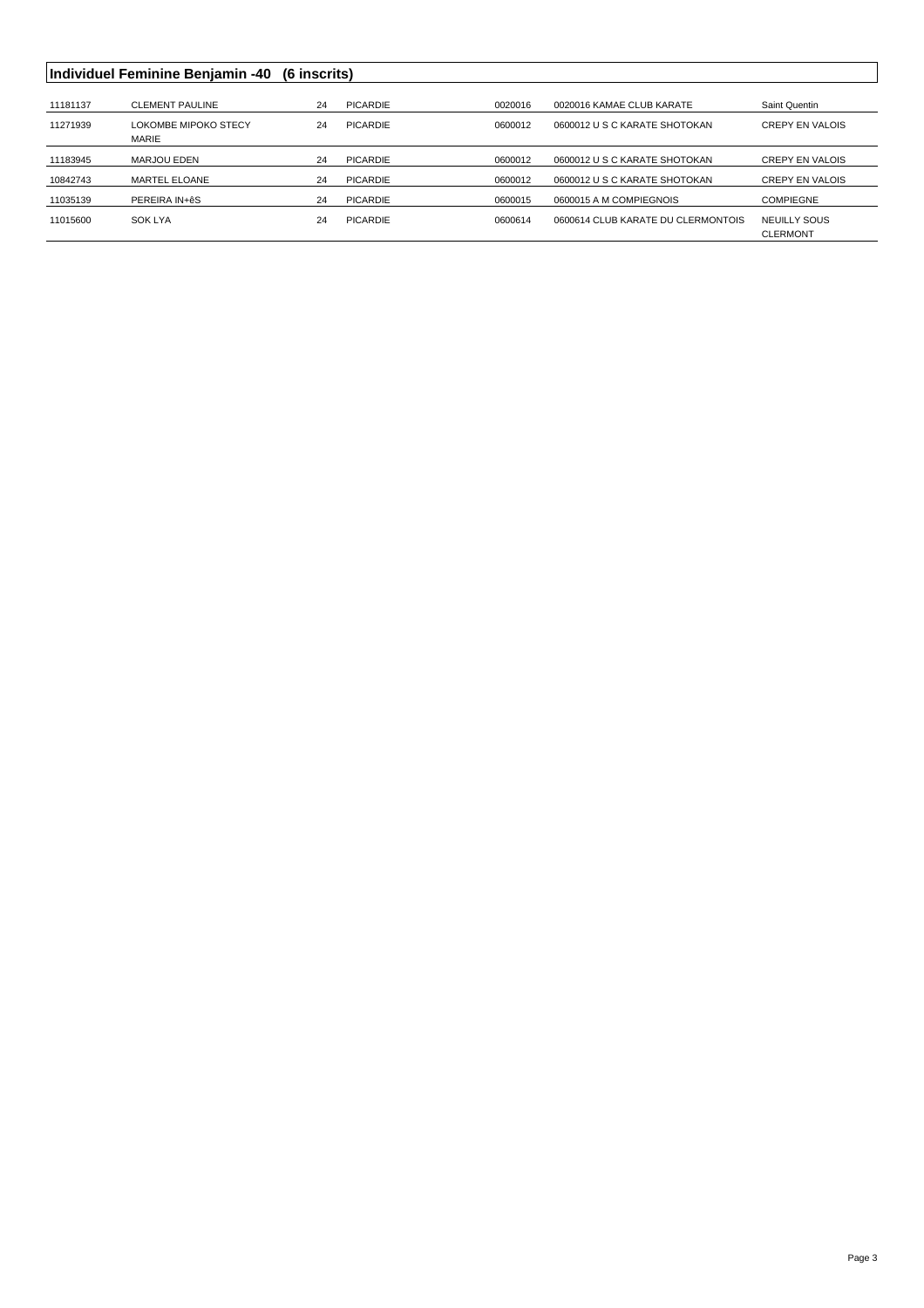## Individuel Feminine Benjamin -40 (6 inscrits)

| | | | | | | |
|---|---|---|---|---|---|---|
| 11181137 | CLEMENT PAULINE | 24 | PICARDIE | 0020016 | 0020016 KAMAE CLUB KARATE | Saint Quentin |
| 11271939 | LOKOMBE MIPOKO STECY MARIE | 24 | PICARDIE | 0600012 | 0600012 U S C KARATE SHOTOKAN | CREPY EN VALOIS |
| 11183945 | MARJOU EDEN | 24 | PICARDIE | 0600012 | 0600012 U S C KARATE SHOTOKAN | CREPY EN VALOIS |
| 10842743 | MARTEL ELOANE | 24 | PICARDIE | 0600012 | 0600012 U S C KARATE SHOTOKAN | CREPY EN VALOIS |
| 11035139 | PEREIRA IN+êS | 24 | PICARDIE | 0600015 | 0600015 A M COMPIEGNOIS | COMPIEGNE |
| 11015600 | SOK LYA | 24 | PICARDIE | 0600614 | 0600614 CLUB KARATE DU CLERMONTOIS | NEUILLY SOUS CLERMONT |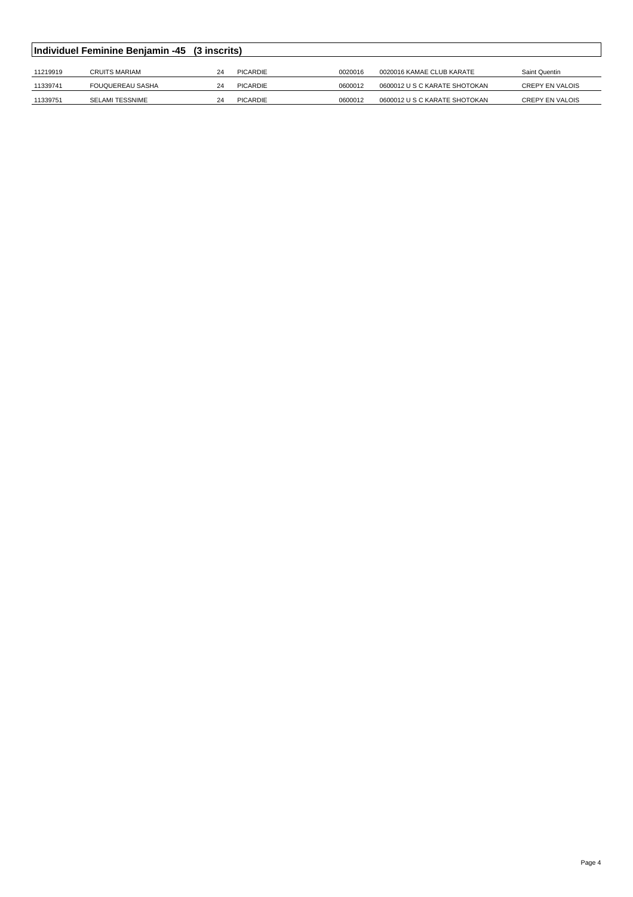## Individuel Feminine Benjamin -45 (3 inscrits)

| | | | | | | |
|---|---|---|---|---|---|---|
| 11219919 | CRUITS MARIAM | 24 | PICARDIE | 0020016 | 0020016 KAMAE CLUB KARATE | Saint Quentin |
| 11339741 | FOUQUEREAU SASHA | 24 | PICARDIE | 0600012 | 0600012 U S C KARATE SHOTOKAN | CREPY EN VALOIS |
| 11339751 | SELAMI TESSNIME | 24 | PICARDIE | 0600012 | 0600012 U S C KARATE SHOTOKAN | CREPY EN VALOIS |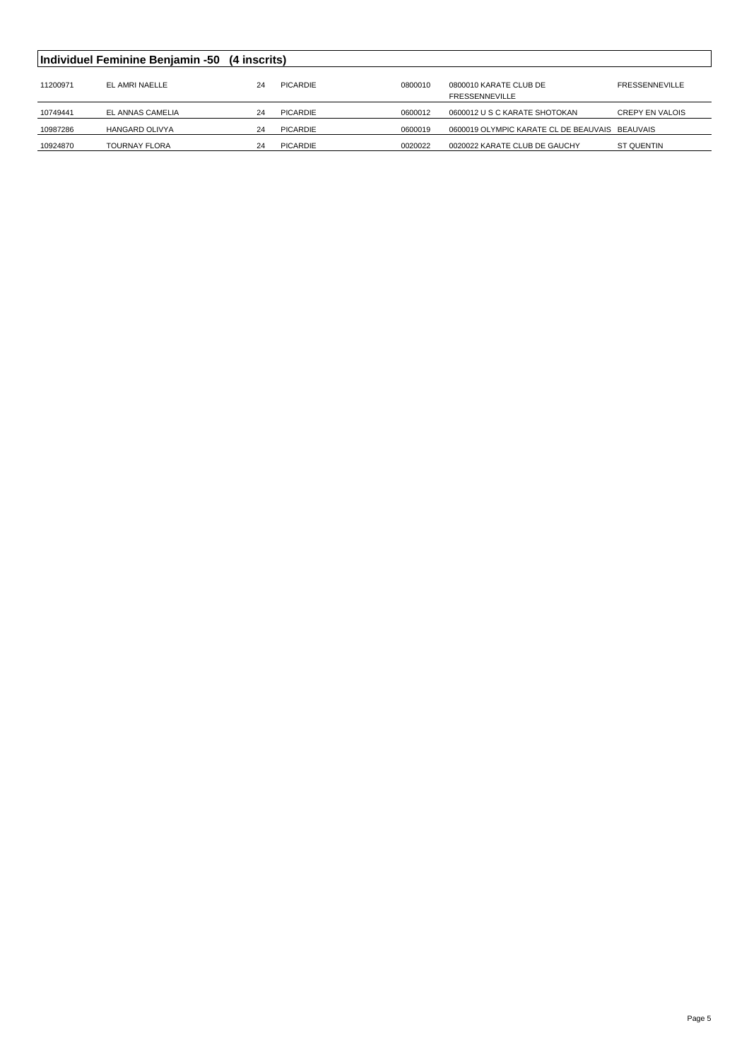## Individuel Feminine Benjamin -50 (4 inscrits)

| | | | | | | |
|---|---|---|---|---|---|---|
| 11200971 | EL AMRI NAELLE | 24 | PICARDIE | 0800010 | 0800010 KARATE CLUB DE FRESSENNEVILLE | FRESSENNEVILLE |
| 10749441 | EL ANNAS CAMELIA | 24 | PICARDIE | 0600012 | 0600012 U S C KARATE SHOTOKAN | CREPY EN VALOIS |
| 10987286 | HANGARD OLIVYA | 24 | PICARDIE | 0600019 | 0600019 OLYMPIC KARATE CL DE BEAUVAIS | BEAUVAIS |
| 10924870 | TOURNAY FLORA | 24 | PICARDIE | 0020022 | 0020022 KARATE CLUB DE GAUCHY | ST QUENTIN |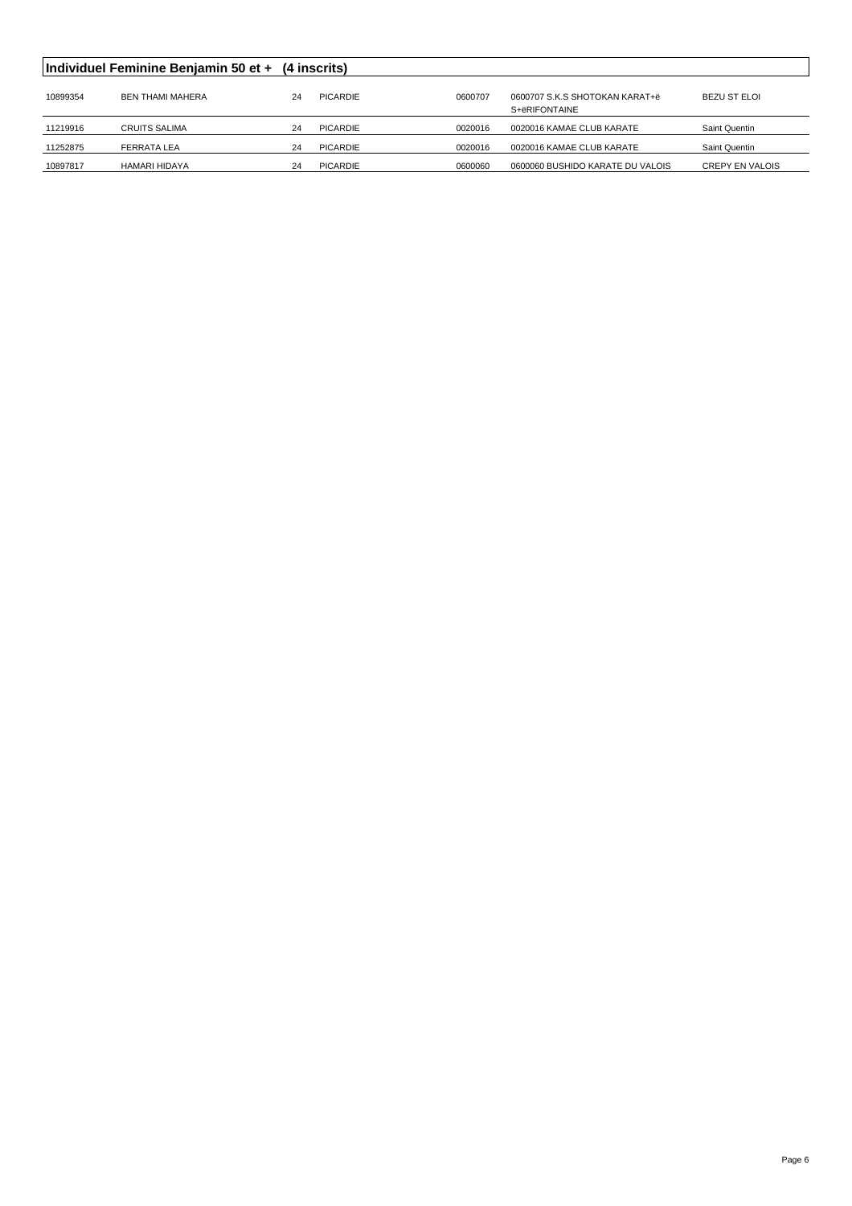## Individuel Feminine Benjamin 50 et + (4 inscrits)

| | | | | | | |
|---|---|---|---|---|---|---|
| 10899354 | BEN THAMI MAHERA | 24 | PICARDIE | 0600707 | 0600707 S.K.S SHOTOKAN KARAT+ë S+ëRIFONTAINE | BEZU ST ELOI |
| 11219916 | CRUITS SALIMA | 24 | PICARDIE | 0020016 | 0020016 KAMAE CLUB KARATE | Saint Quentin |
| 11252875 | FERRATA LEA | 24 | PICARDIE | 0020016 | 0020016 KAMAE CLUB KARATE | Saint Quentin |
| 10897817 | HAMARI HIDAYA | 24 | PICARDIE | 0600060 | 0600060 BUSHIDO KARATE DU VALOIS | CREPY EN VALOIS |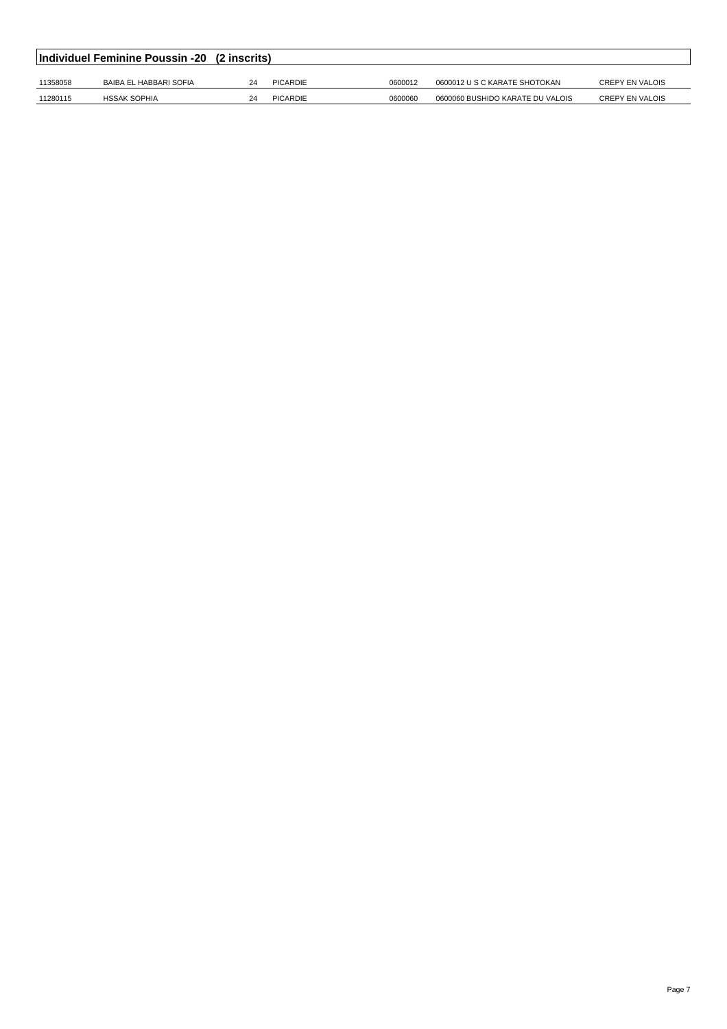## Individuel Feminine Poussin -20 (2 inscrits)

| | | | | | | |
|---|---|---|---|---|---|---|
| 11358058 | BAIBA EL HABBARI SOFIA | 24 | PICARDIE | 0600012 | 0600012 U S C KARATE SHOTOKAN | CREPY EN VALOIS |
| 11280115 | HSSAK SOPHIA | 24 | PICARDIE | 0600060 | 0600060 BUSHIDO KARATE DU VALOIS | CREPY EN VALOIS |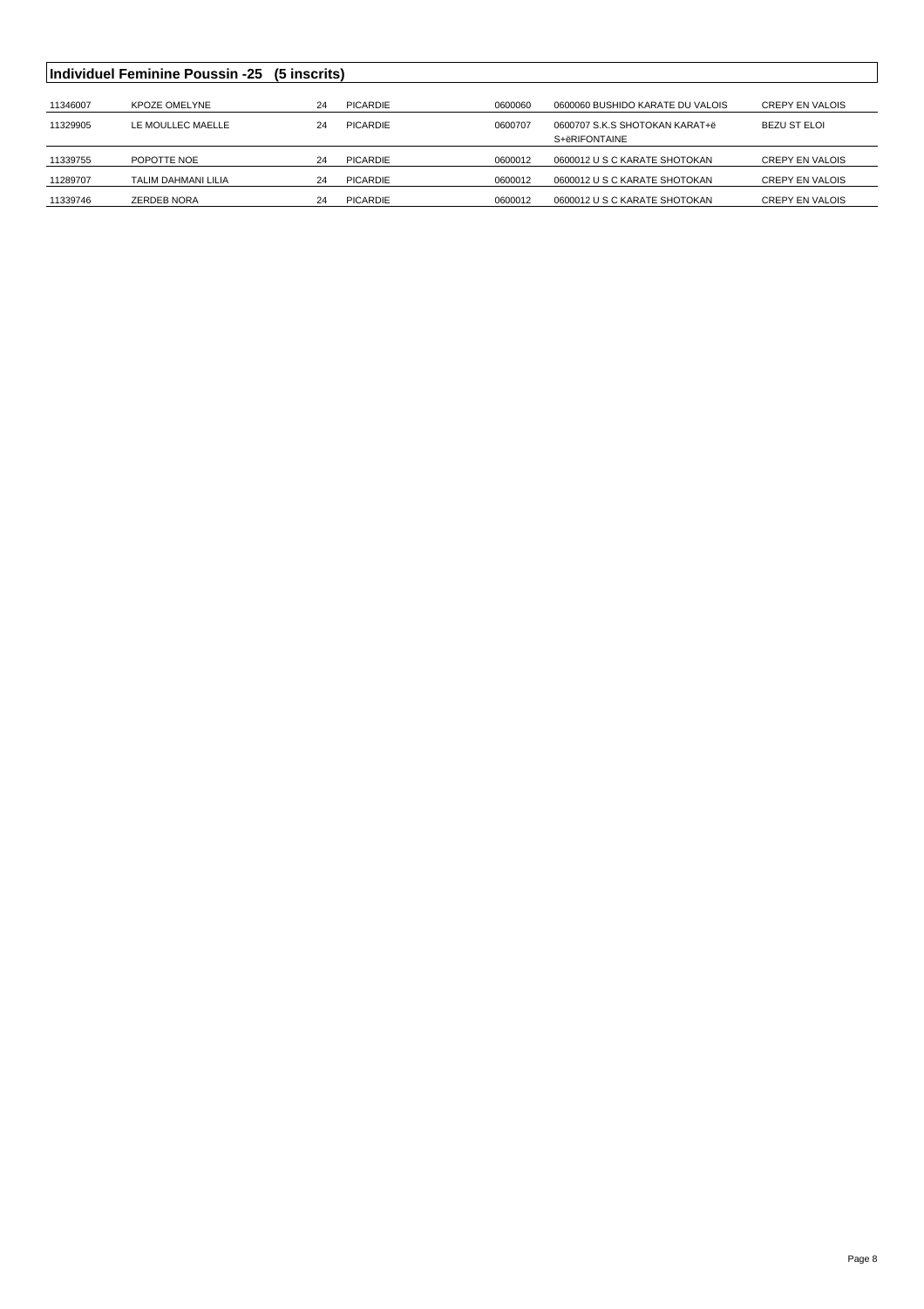## Individuel Feminine Poussin -25 (5 inscrits)

| | | | | | | |
|---|---|---|---|---|---|---|
| 11346007 | KPOZE OMELYNE | 24 | PICARDIE | 0600060 | 0600060 BUSHIDO KARATE DU VALOIS | CREPY EN VALOIS |
| 11329905 | LE MOULLEC MAELLE | 24 | PICARDIE | 0600707 | 0600707 S.K.S SHOTOKAN KARAT+ë S+ëRIFONTAINE | BEZU ST ELOI |
| 11339755 | POPOTTE NOE | 24 | PICARDIE | 0600012 | 0600012 U S C KARATE SHOTOKAN | CREPY EN VALOIS |
| 11289707 | TALIM DAHMANI LILIA | 24 | PICARDIE | 0600012 | 0600012 U S C KARATE SHOTOKAN | CREPY EN VALOIS |
| 11339746 | ZERDEB NORA | 24 | PICARDIE | 0600012 | 0600012 U S C KARATE SHOTOKAN | CREPY EN VALOIS |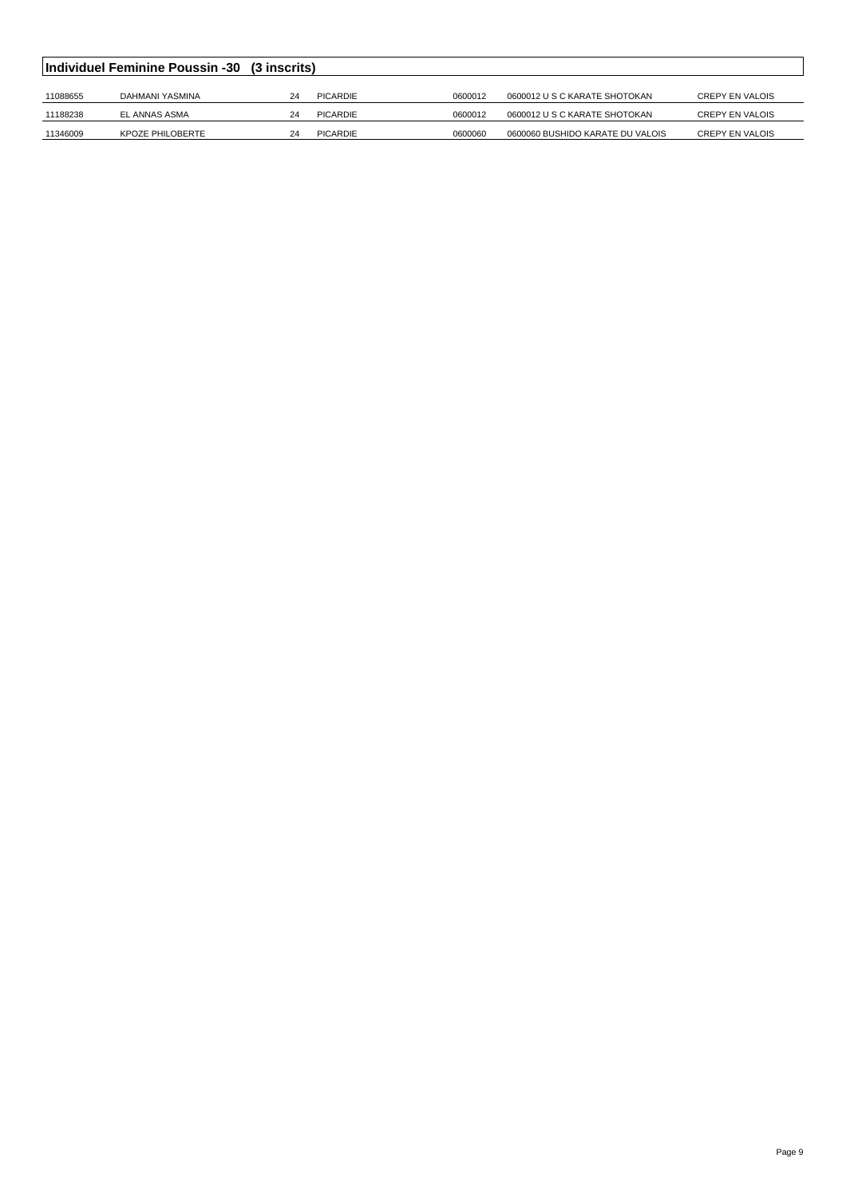## Individuel Feminine Poussin -30 (3 inscrits)

| | | | | | | |
|---|---|---|---|---|---|---|
| 11088655 | DAHMANI YASMINA | 24 | PICARDIE | 0600012 | 0600012 U S C KARATE SHOTOKAN | CREPY EN VALOIS |
| 11188238 | EL ANNAS ASMA | 24 | PICARDIE | 0600012 | 0600012 U S C KARATE SHOTOKAN | CREPY EN VALOIS |
| 11346009 | KPOZE PHILOBERTE | 24 | PICARDIE | 0600060 | 0600060 BUSHIDO KARATE DU VALOIS | CREPY EN VALOIS |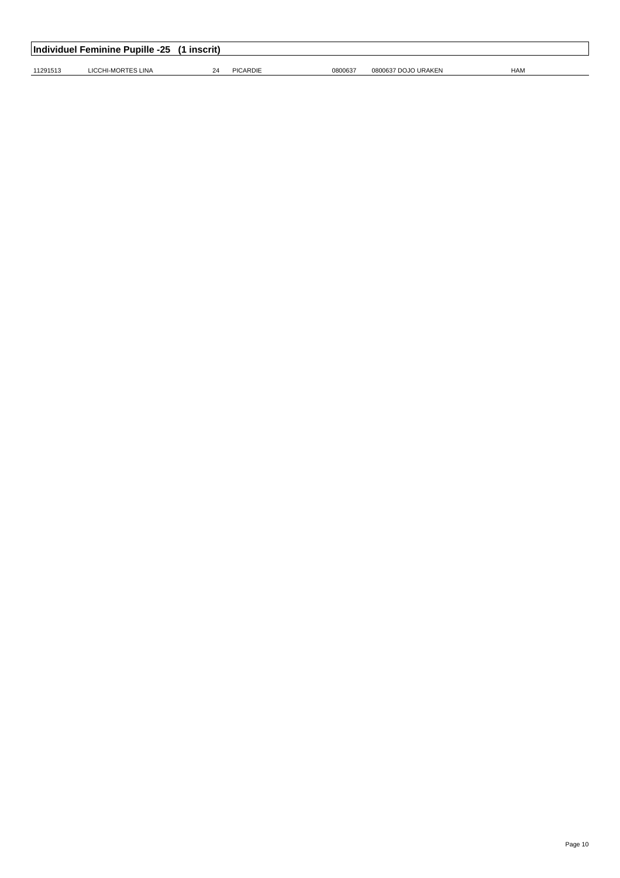## Individuel Feminine Pupille -25 (1 inscrit)

| | | | | | | |
|---|---|---|---|---|---|---|
| 11291513 | LICCHI-MORTES LINA | 24 | PICARDIE | 0800637 | 0800637 DOJO URAKEN | HAM |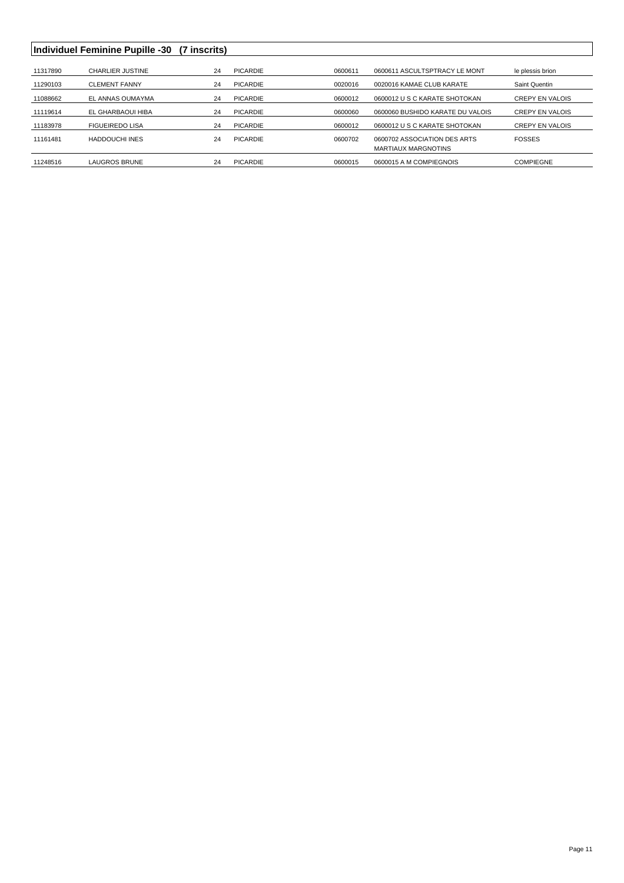## Individuel Feminine Pupille -30 (7 inscrits)

| | | | | | | |
|---|---|---|---|---|---|---|
| 11317890 | CHARLIER JUSTINE | 24 | PICARDIE | 0600611 | 0600611 ASCULTSPTRACY LE MONT | le plessis brion |
| 11290103 | CLEMENT FANNY | 24 | PICARDIE | 0020016 | 0020016 KAMAE CLUB KARATE | Saint Quentin |
| 11088662 | EL ANNAS OUMAYMA | 24 | PICARDIE | 0600012 | 0600012 U S C KARATE SHOTOKAN | CREPY EN VALOIS |
| 11119614 | EL GHARBAOUI HIBA | 24 | PICARDIE | 0600060 | 0600060 BUSHIDO KARATE DU VALOIS | CREPY EN VALOIS |
| 11183978 | FIGUEIREDO LISA | 24 | PICARDIE | 0600012 | 0600012 U S C KARATE SHOTOKAN | CREPY EN VALOIS |
| 11161481 | HADDOUCHI INES | 24 | PICARDIE | 0600702 | 0600702 ASSOCIATION DES ARTS MARTIAUX MARGNOTINS | FOSSES |
| 11248516 | LAUGROS BRUNE | 24 | PICARDIE | 0600015 | 0600015 A M COMPIEGNOIS | COMPIEGNE |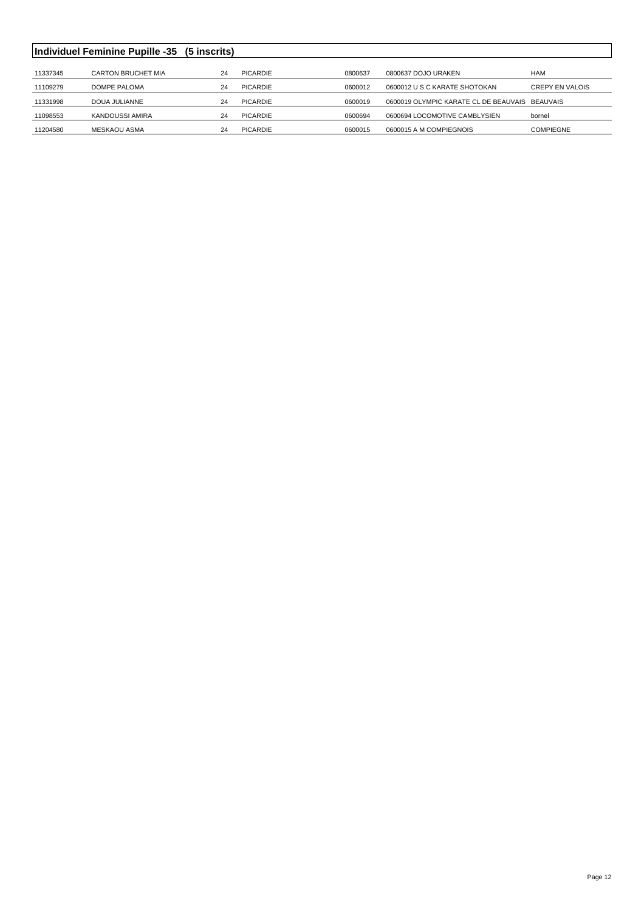## Individuel Feminine Pupille -35 (5 inscrits)

| | | | | | | |
|---|---|---|---|---|---|---|
| 11337345 | CARTON BRUCHET MIA | 24 | PICARDIE | 0800637 | 0800637 DOJO URAKEN | HAM |
| 11109279 | DOMPE PALOMA | 24 | PICARDIE | 0600012 | 0600012 U S C KARATE SHOTOKAN | CREPY EN VALOIS |
| 11331998 | DOUA JULIANNE | 24 | PICARDIE | 0600019 | 0600019 OLYMPIC KARATE CL DE BEAUVAIS | BEAUVAIS |
| 11098553 | KANDOUSSI AMIRA | 24 | PICARDIE | 0600694 | 0600694 LOCOMOTIVE CAMBLYSIEN | bornel |
| 11204580 | MESKAOU ASMA | 24 | PICARDIE | 0600015 | 0600015 A M COMPIEGNOIS | COMPIEGNE |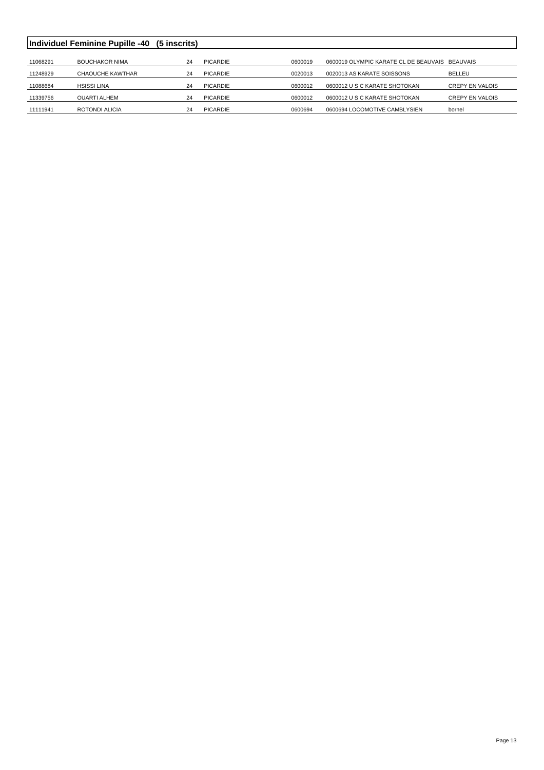## Individuel Feminine Pupille -40 (5 inscrits)

| | | | | | | |
|---|---|---|---|---|---|---|
| 11068291 | BOUCHAKOR NIMA | 24 | PICARDIE | 0600019 | 0600019 OLYMPIC KARATE CL DE BEAUVAIS | BEAUVAIS |
| 11248929 | CHAOUCHE KAWTHAR | 24 | PICARDIE | 0020013 | 0020013 AS KARATE SOISSONS | BELLEU |
| 11088684 | HSISSI LINA | 24 | PICARDIE | 0600012 | 0600012 U S C KARATE SHOTOKAN | CREPY EN VALOIS |
| 11339756 | OUARTI ALHEM | 24 | PICARDIE | 0600012 | 0600012 U S C KARATE SHOTOKAN | CREPY EN VALOIS |
| 11111941 | ROTONDI ALICIA | 24 | PICARDIE | 0600694 | 0600694 LOCOMOTIVE CAMBLYSIEN | bornel |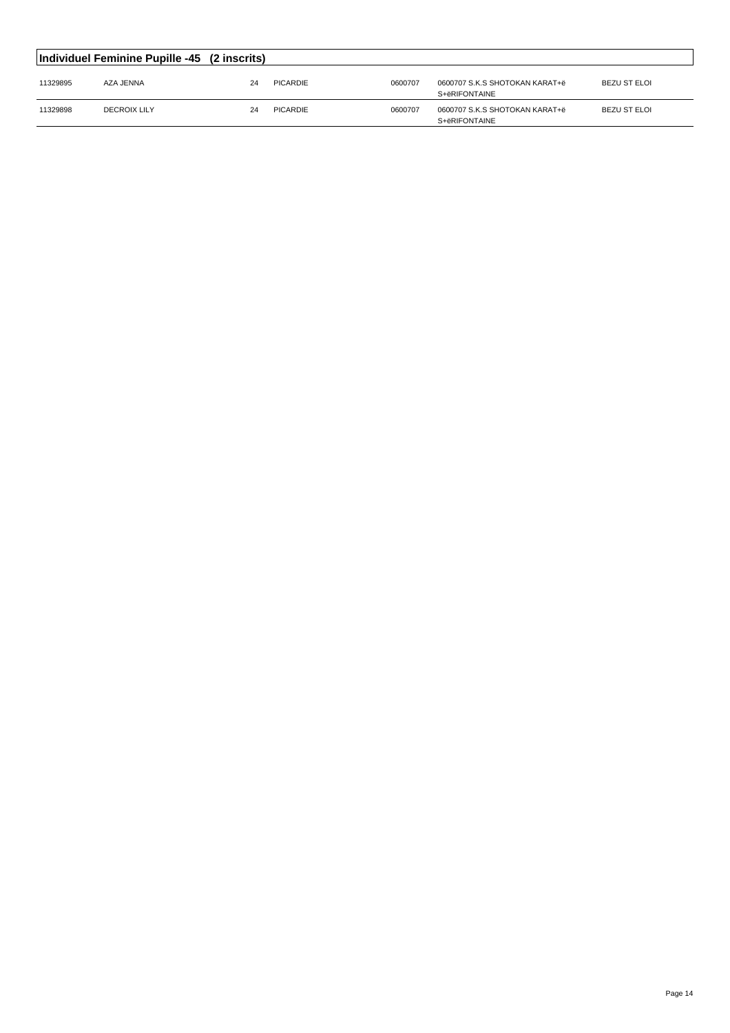## Individuel Feminine Pupille -45 (2 inscrits)

| | | | | | | |
|---|---|---|---|---|---|---|
| 11329895 | AZA JENNA | 24 | PICARDIE | 0600707 | 0600707 S.K.S SHOTOKAN KARAT+ë S+ëRIFONTAINE | BEZU ST ELOI |
| 11329898 | DECROIX LILY | 24 | PICARDIE | 0600707 | 0600707 S.K.S SHOTOKAN KARAT+ë S+ëRIFONTAINE | BEZU ST ELOI |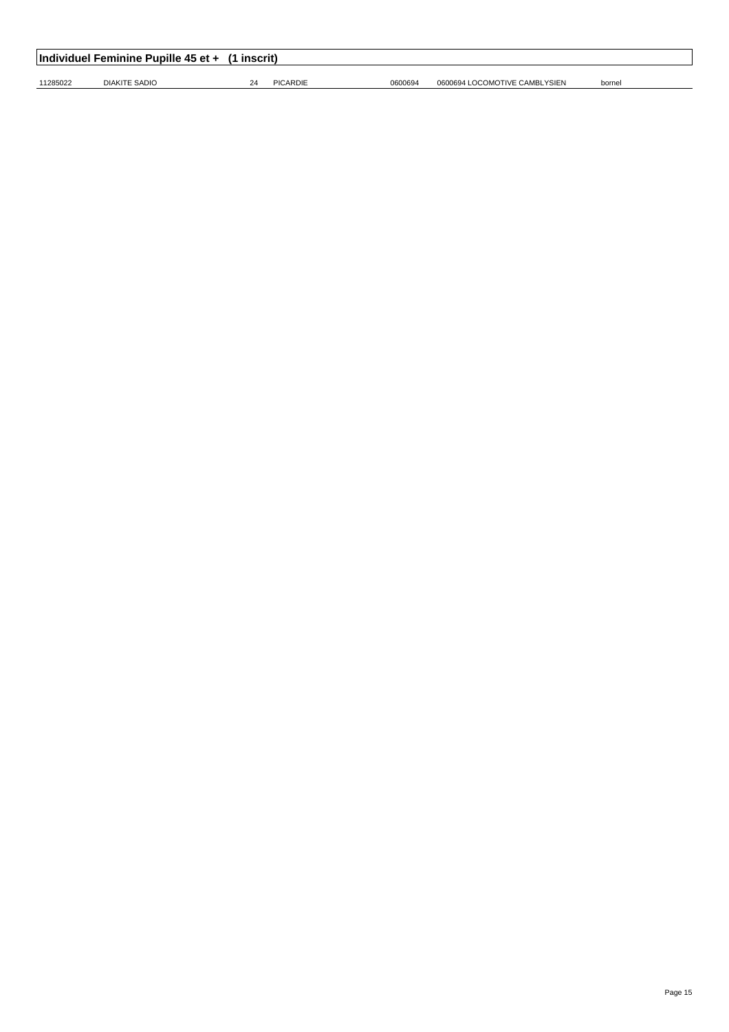## Individuel Feminine Pupille 45 et + (1 inscrit)

| | | | | | | |
|---|---|---|---|---|---|---|
| 11285022 | DIAKITE SADIO | 24 | PICARDIE | 0600694 | 0600694 LOCOMOTIVE CAMBLYSIEN | bornel |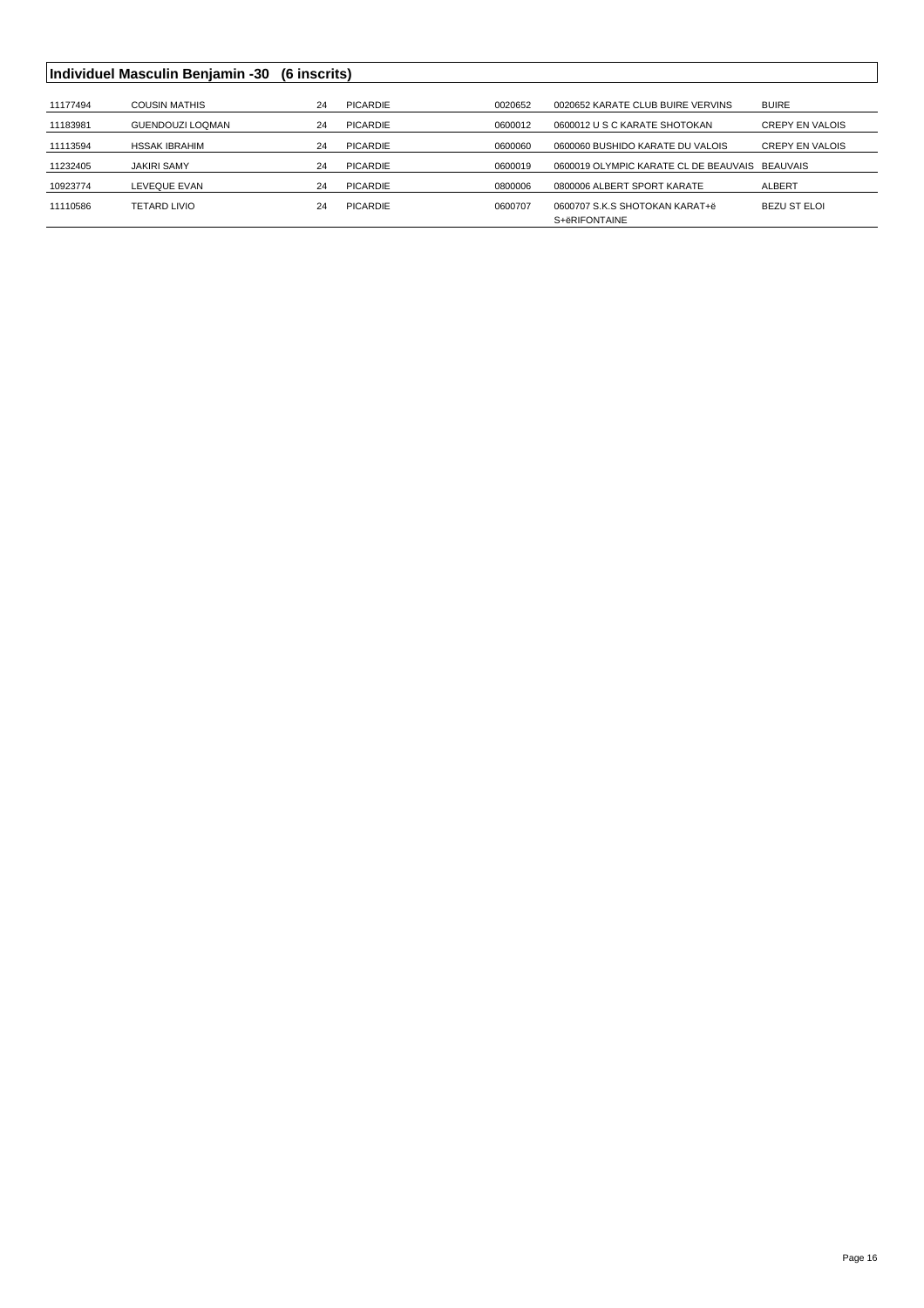## Individuel Masculin Benjamin -30 (6 inscrits)

| | | | | | | |
|---|---|---|---|---|---|---|
| 11177494 | COUSIN MATHIS | 24 | PICARDIE | 0020652 | 0020652 KARATE CLUB BUIRE VERVINS | BUIRE |
| 11183981 | GUENDOUZI LOQMAN | 24 | PICARDIE | 0600012 | 0600012 U S C KARATE SHOTOKAN | CREPY EN VALOIS |
| 11113594 | HSSAK IBRAHIM | 24 | PICARDIE | 0600060 | 0600060 BUSHIDO KARATE DU VALOIS | CREPY EN VALOIS |
| 11232405 | JAKIRI SAMY | 24 | PICARDIE | 0600019 | 0600019 OLYMPIC KARATE CL DE BEAUVAIS | BEAUVAIS |
| 10923774 | LEVEQUE EVAN | 24 | PICARDIE | 0800006 | 0800006 ALBERT SPORT KARATE | ALBERT |
| 11110586 | TETARD LIVIO | 24 | PICARDIE | 0600707 | 0600707 S.K.S SHOTOKAN KARAT+ë S+ëRIFONTAINE | BEZU ST ELOI |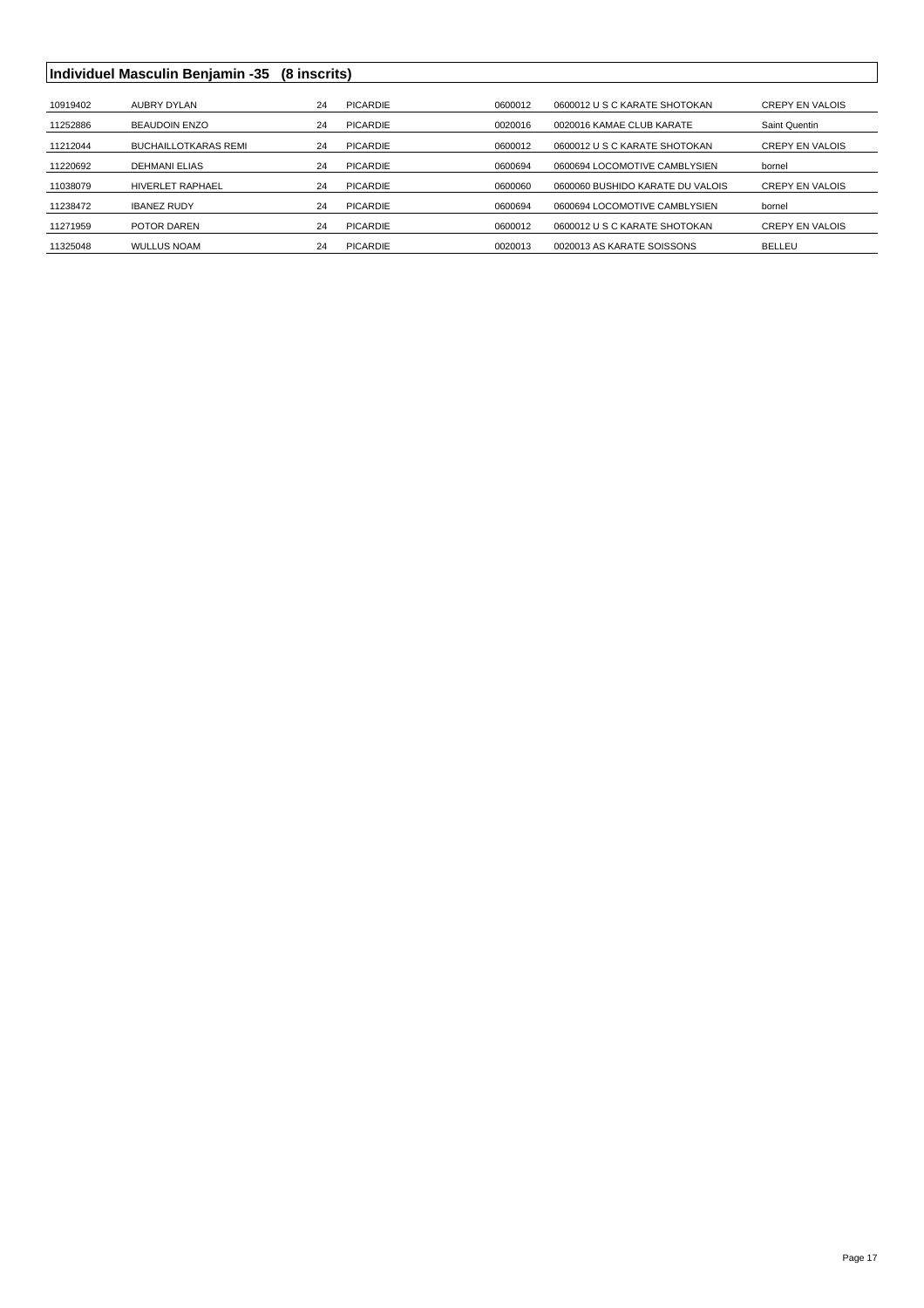## Individuel Masculin Benjamin -35 (8 inscrits)

| | | | | | | |
|---|---|---|---|---|---|---|
| 10919402 | AUBRY DYLAN | 24 | PICARDIE | 0600012 | 0600012 U S C KARATE SHOTOKAN | CREPY EN VALOIS |
| 11252886 | BEAUDOIN ENZO | 24 | PICARDIE | 0020016 | 0020016 KAMAE CLUB KARATE | Saint Quentin |
| 11212044 | BUCHAILLOTKARAS REMI | 24 | PICARDIE | 0600012 | 0600012 U S C KARATE SHOTOKAN | CREPY EN VALOIS |
| 11220692 | DEHMANI ELIAS | 24 | PICARDIE | 0600694 | 0600694 LOCOMOTIVE CAMBLYSIEN | bornel |
| 11038079 | HIVERLET RAPHAEL | 24 | PICARDIE | 0600060 | 0600060 BUSHIDO KARATE DU VALOIS | CREPY EN VALOIS |
| 11238472 | IBANEZ RUDY | 24 | PICARDIE | 0600694 | 0600694 LOCOMOTIVE CAMBLYSIEN | bornel |
| 11271959 | POTOR DAREN | 24 | PICARDIE | 0600012 | 0600012 U S C KARATE SHOTOKAN | CREPY EN VALOIS |
| 11325048 | WULLUS NOAM | 24 | PICARDIE | 0020013 | 0020013 AS KARATE SOISSONS | BELLEU |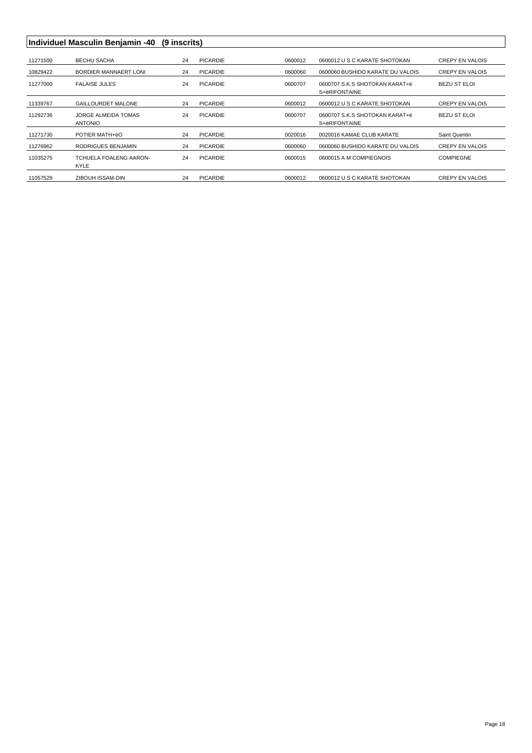## Individuel Masculin Benjamin -40 (9 inscrits)

| | | | | | | |
|---|---|---|---|---|---|---|
| 11271500 | BECHU SACHA | 24 | PICARDIE | 0600012 | 0600012 U S C KARATE SHOTOKAN | CREPY EN VALOIS |
| 10829422 | BORDIER MANNAERT LONI | 24 | PICARDIE | 0600060 | 0600060 BUSHIDO KARATE DU VALOIS | CREPY EN VALOIS |
| 11277000 | FALAISE JULES | 24 | PICARDIE | 0600707 | 0600707 S.K.S SHOTOKAN KARAT+ë S+ëRIFONTAINE | BEZU ST ELOI |
| 11339767 | GAILLOURDET MALONE | 24 | PICARDIE | 0600012 | 0600012 U S C KARATE SHOTOKAN | CREPY EN VALOIS |
| 11292736 | JORGE ALMEIDA TOMAS ANTONIO | 24 | PICARDIE | 0600707 | 0600707 S.K.S SHOTOKAN KARAT+ë S+ëRIFONTAINE | BEZU ST ELOI |
| 11271730 | POTIER MATH+ëO | 24 | PICARDIE | 0020016 | 0020016 KAMAE CLUB KARATE | Saint Quentin |
| 11276962 | RODRIGUES BENJAMIN | 24 | PICARDIE | 0600060 | 0600060 BUSHIDO KARATE DU VALOIS | CREPY EN VALOIS |
| 11035275 | TCHUELA FOALENG AARON-KYLE | 24 | PICARDIE | 0600015 | 0600015 A M COMPIEGNOIS | COMPIEGNE |
| 11057529 | ZIBOUH ISSAM-DIN | 24 | PICARDIE | 0600012 | 0600012 U S C KARATE SHOTOKAN | CREPY EN VALOIS |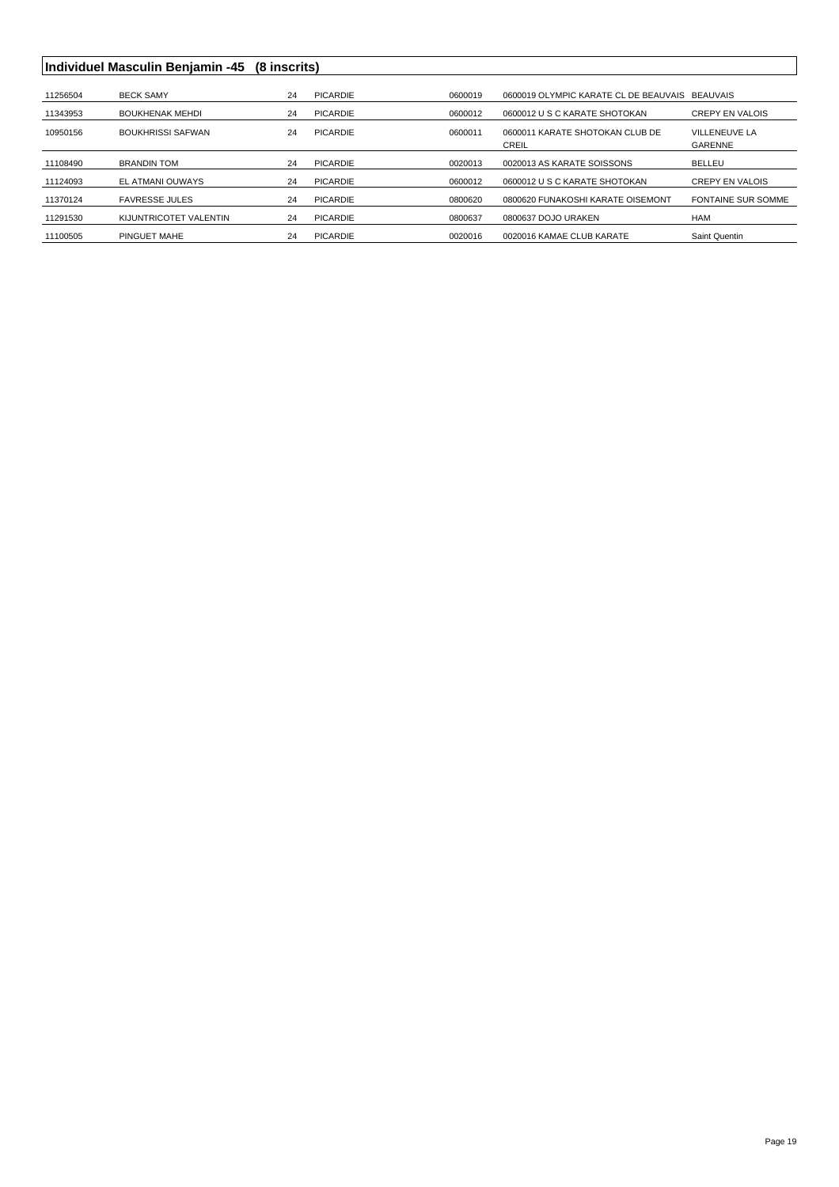## Individuel Masculin Benjamin -45 (8 inscrits)

| | | | | | | |
|---|---|---|---|---|---|---|
| 11256504 | BECK SAMY | 24 | PICARDIE | 0600019 | 0600019 OLYMPIC KARATE CL DE BEAUVAIS | BEAUVAIS |
| 11343953 | BOUKHENAK MEHDI | 24 | PICARDIE | 0600012 | 0600012 U S C KARATE SHOTOKAN | CREPY EN VALOIS |
| 10950156 | BOUKHRISSI SAFWAN | 24 | PICARDIE | 0600011 | 0600011 KARATE SHOTOKAN CLUB DE CREIL | VILLENEUVE LA GARENNE |
| 11108490 | BRANDIN TOM | 24 | PICARDIE | 0020013 | 0020013 AS KARATE SOISSONS | BELLEU |
| 11124093 | EL ATMANI OUWAYS | 24 | PICARDIE | 0600012 | 0600012 U S C KARATE SHOTOKAN | CREPY EN VALOIS |
| 11370124 | FAVRESSE JULES | 24 | PICARDIE | 0800620 | 0800620 FUNAKOSHI KARATE OISEMONT | FONTAINE SUR SOMME |
| 11291530 | KIJUNTRICOTET VALENTIN | 24 | PICARDIE | 0800637 | 0800637 DOJO URAKEN | HAM |
| 11100505 | PINGUET MAHE | 24 | PICARDIE | 0020016 | 0020016 KAMAE CLUB KARATE | Saint Quentin |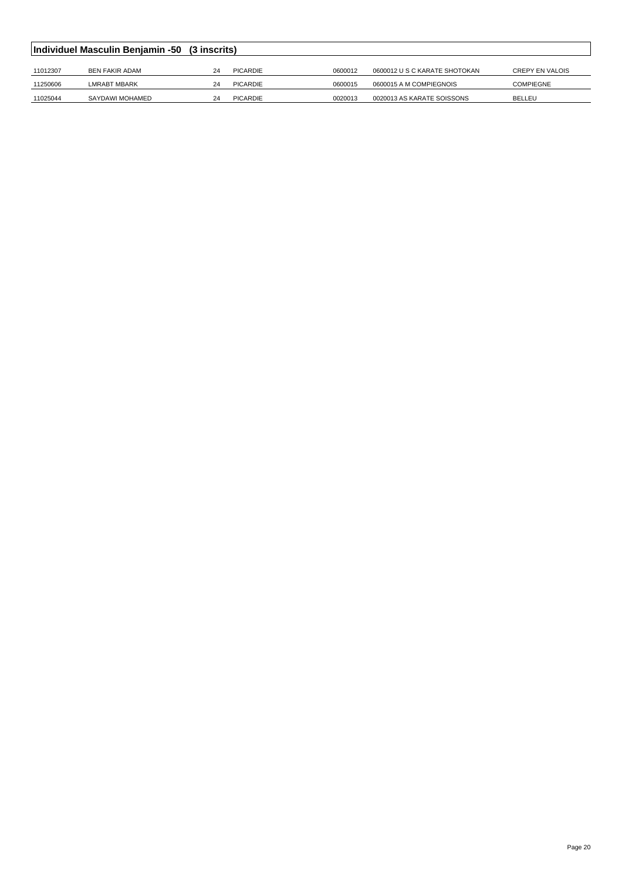## Individuel Masculin Benjamin -50 (3 inscrits)

| | | | | | | |
|---|---|---|---|---|---|---|
| 11012307 | BEN FAKIR ADAM | 24 | PICARDIE | 0600012 | 0600012 U S C KARATE SHOTOKAN | CREPY EN VALOIS |
| 11250606 | LMRABT MBARK | 24 | PICARDIE | 0600015 | 0600015 A M COMPIEGNOIS | COMPIEGNE |
| 11025044 | SAYDAWI MOHAMED | 24 | PICARDIE | 0020013 | 0020013 AS KARATE SOISSONS | BELLEU |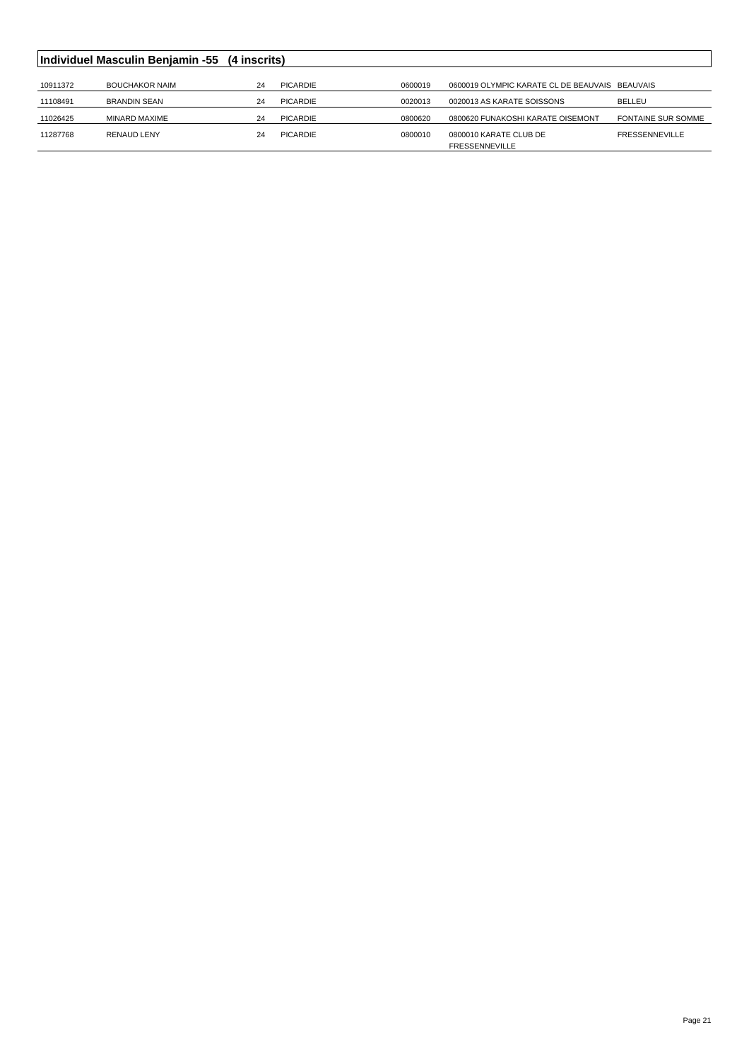## Individuel Masculin Benjamin -55 (4 inscrits)

| | | | | | | |
|---|---|---|---|---|---|---|
| 10911372 | BOUCHAKOR NAIM | 24 | PICARDIE | 0600019 | 0600019 OLYMPIC KARATE CL DE BEAUVAIS | BEAUVAIS |
| 11108491 | BRANDIN SEAN | 24 | PICARDIE | 0020013 | 0020013 AS KARATE SOISSONS | BELLEU |
| 11026425 | MINARD MAXIME | 24 | PICARDIE | 0800620 | 0800620 FUNAKOSHI KARATE OISEMONT | FONTAINE SUR SOMME |
| 11287768 | RENAUD LENY | 24 | PICARDIE | 0800010 | 0800010 KARATE CLUB DE FRESSENNEVILLE | FRESSENNEVILLE |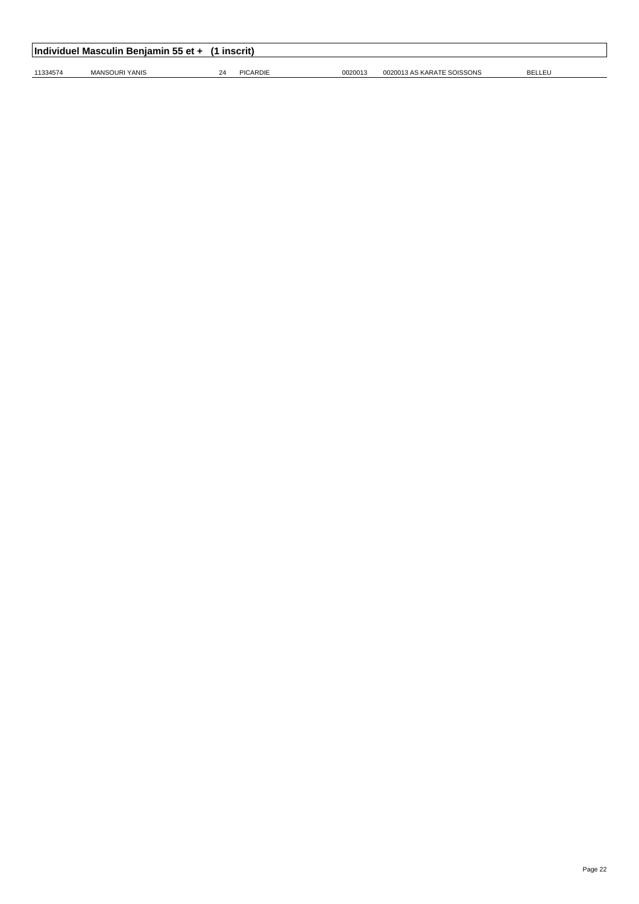## Individuel Masculin Benjamin 55 et + (1 inscrit)

| | | | | | | |
|---|---|---|---|---|---|---|
| 11334574 | MANSOURI YANIS | 24 | PICARDIE | 0020013 | 0020013 AS KARATE SOISSONS | BELLEU |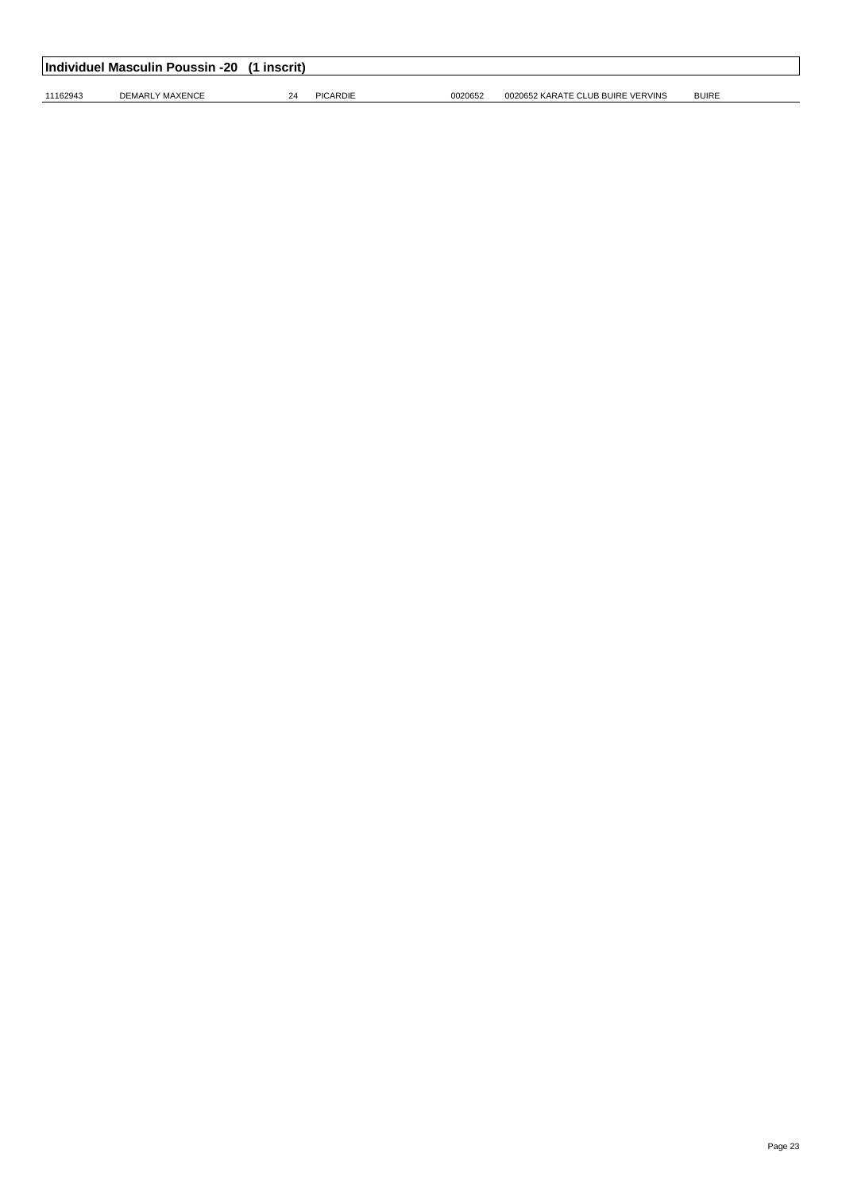## Individuel Masculin Poussin -20 (1 inscrit)

| | | | | | | |
|---|---|---|---|---|---|---|
| 11162943 | DEMARLY MAXENCE | 24 | PICARDIE | 0020652 | 0020652 KARATE CLUB BUIRE VERVINS | BUIRE |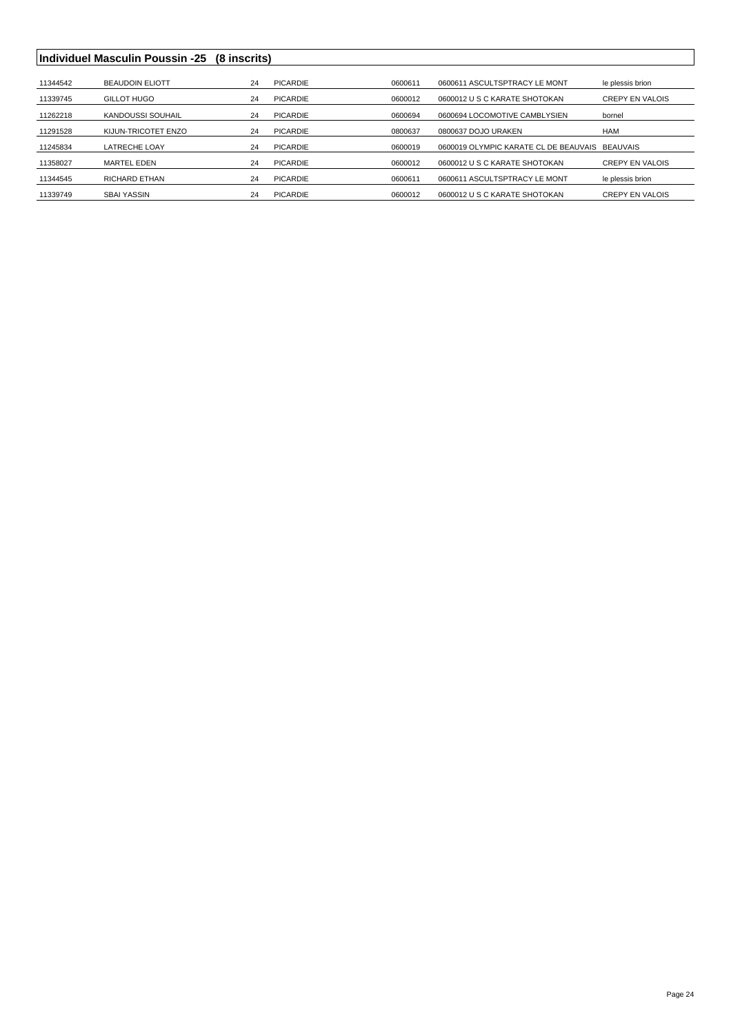## Individuel Masculin Poussin -25 (8 inscrits)

| | | | | | | |
|---|---|---|---|---|---|---|
| 11344542 | BEAUDOIN ELIOTT | 24 | PICARDIE | 0600611 | 0600611 ASCULTSPTRACY LE MONT | le plessis brion |
| 11339745 | GILLOT HUGO | 24 | PICARDIE | 0600012 | 0600012 U S C KARATE SHOTOKAN | CREPY EN VALOIS |
| 11262218 | KANDOUSSI SOUHAIL | 24 | PICARDIE | 0600694 | 0600694 LOCOMOTIVE CAMBLYSIEN | bornel |
| 11291528 | KIJUN-TRICOTET ENZO | 24 | PICARDIE | 0800637 | 0800637 DOJO URAKEN | HAM |
| 11245834 | LATRECHE LOAY | 24 | PICARDIE | 0600019 | 0600019 OLYMPIC KARATE CL DE BEAUVAIS | BEAUVAIS |
| 11358027 | MARTEL EDEN | 24 | PICARDIE | 0600012 | 0600012 U S C KARATE SHOTOKAN | CREPY EN VALOIS |
| 11344545 | RICHARD ETHAN | 24 | PICARDIE | 0600611 | 0600611 ASCULTSPTRACY LE MONT | le plessis brion |
| 11339749 | SBAI YASSIN | 24 | PICARDIE | 0600012 | 0600012 U S C KARATE SHOTOKAN | CREPY EN VALOIS |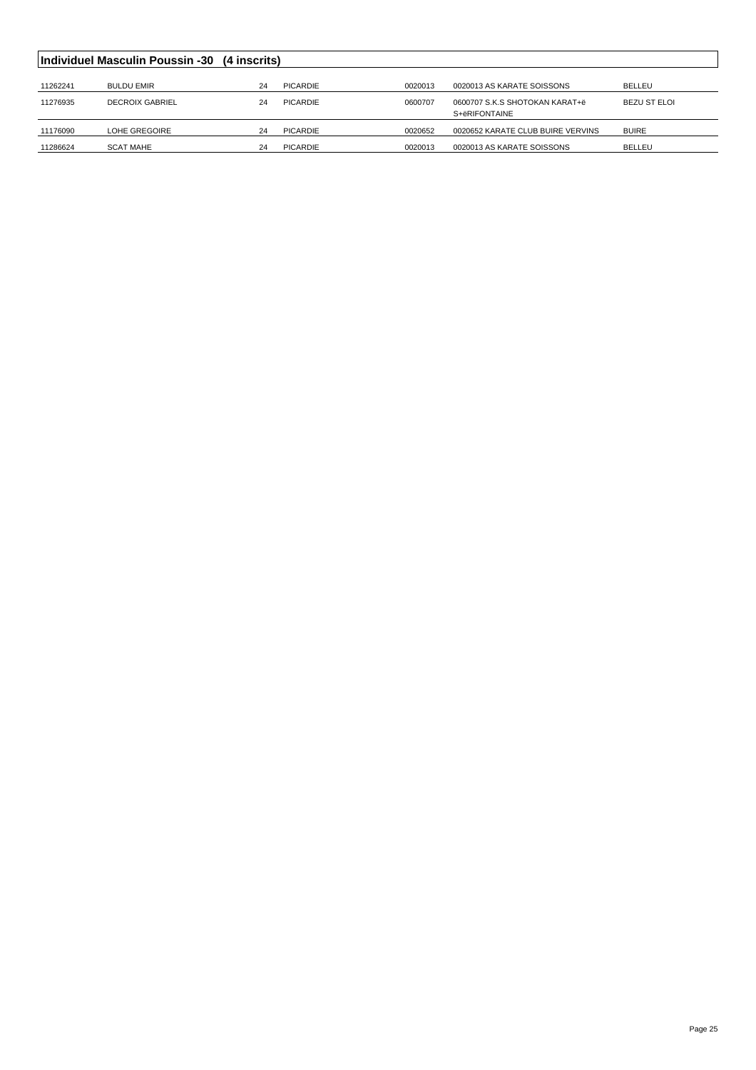## Individuel Masculin Poussin -30 (4 inscrits)

| | | | | | | |
|---|---|---|---|---|---|---|
| 11262241 | BULDU EMIR | 24 | PICARDIE | 0020013 | 0020013 AS KARATE SOISSONS | BELLEU |
| 11276935 | DECROIX GABRIEL | 24 | PICARDIE | 0600707 | 0600707 S.K.S SHOTOKAN KARAT+é S+éRIFONTAINE | BEZU ST ELOI |
| 11176090 | LOHE GREGOIRE | 24 | PICARDIE | 0020652 | 0020652 KARATE CLUB BUIRE VERVINS | BUIRE |
| 11286624 | SCAT MAHE | 24 | PICARDIE | 0020013 | 0020013 AS KARATE SOISSONS | BELLEU |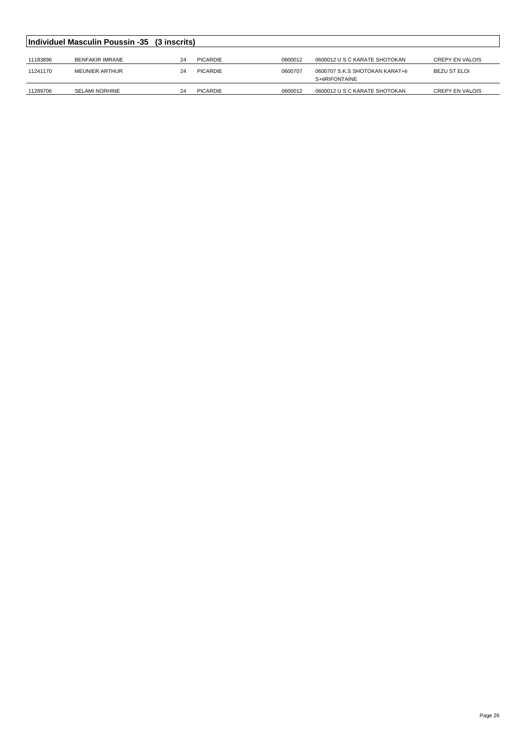## Individuel Masculin Poussin -35 (3 inscrits)

| | | | | | | |
|---|---|---|---|---|---|---|
| 11183896 | BENFAKIR IMRANE | 24 | PICARDIE | 0600012 | 0600012 U S C KARATE SHOTOKAN | CREPY EN VALOIS |
| 11241170 | MEUNIER ARTHUR | 24 | PICARDIE | 0600707 | 0600707 S.K.S SHOTOKAN KARAT+ë S+ëRIFONTAINE | BEZU ST ELOI |
| 11289706 | SELAMI NORHINE | 24 | PICARDIE | 0600012 | 0600012 U S C KARATE SHOTOKAN | CREPY EN VALOIS |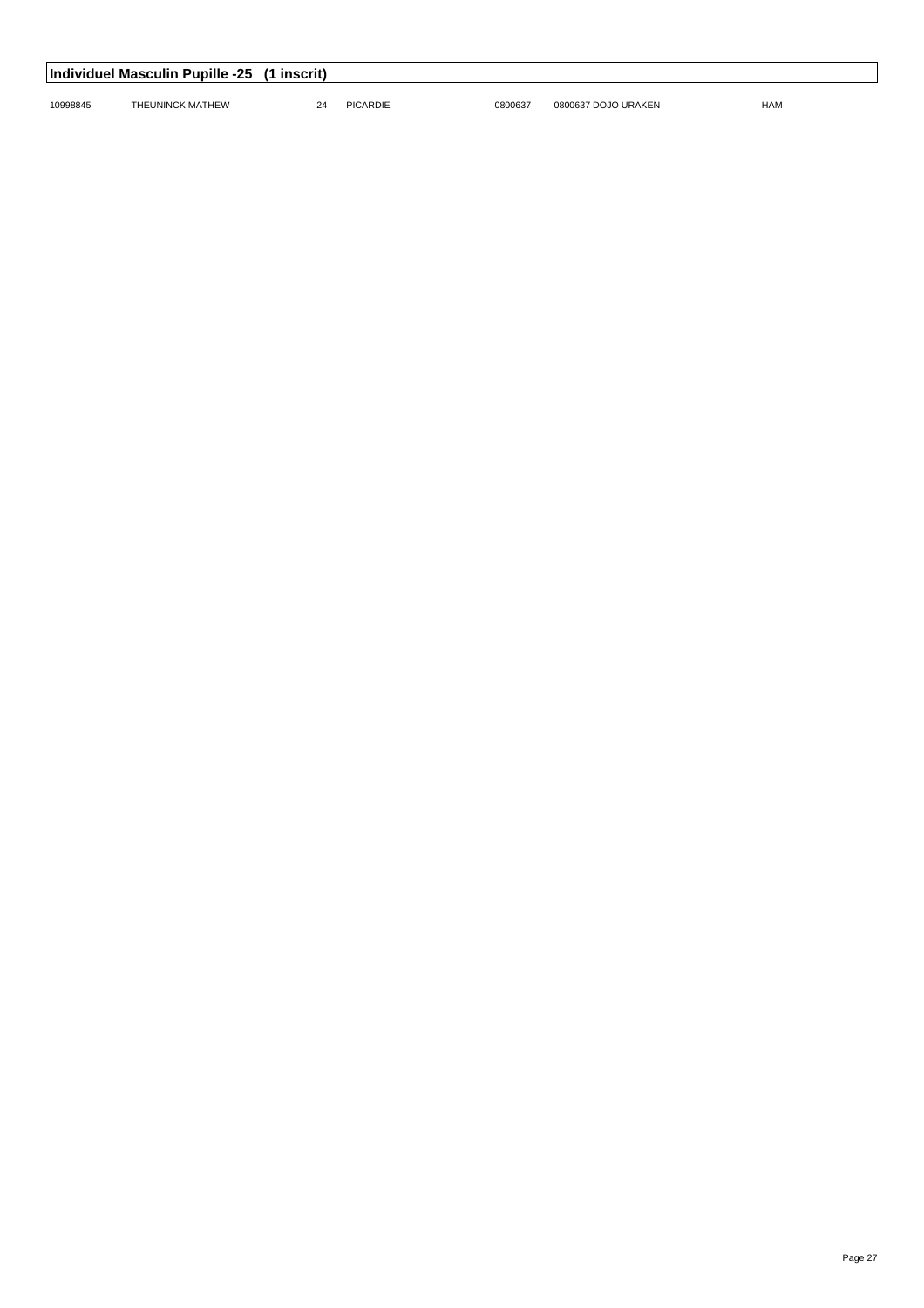## Individuel Masculin Pupille -25 (1 inscrit)

| | | | | | | |
|---|---|---|---|---|---|---|
| 10998845 | THEUNINCK MATHEW | 24 | PICARDIE | 0800637 | 0800637 DOJO URAKEN | HAM |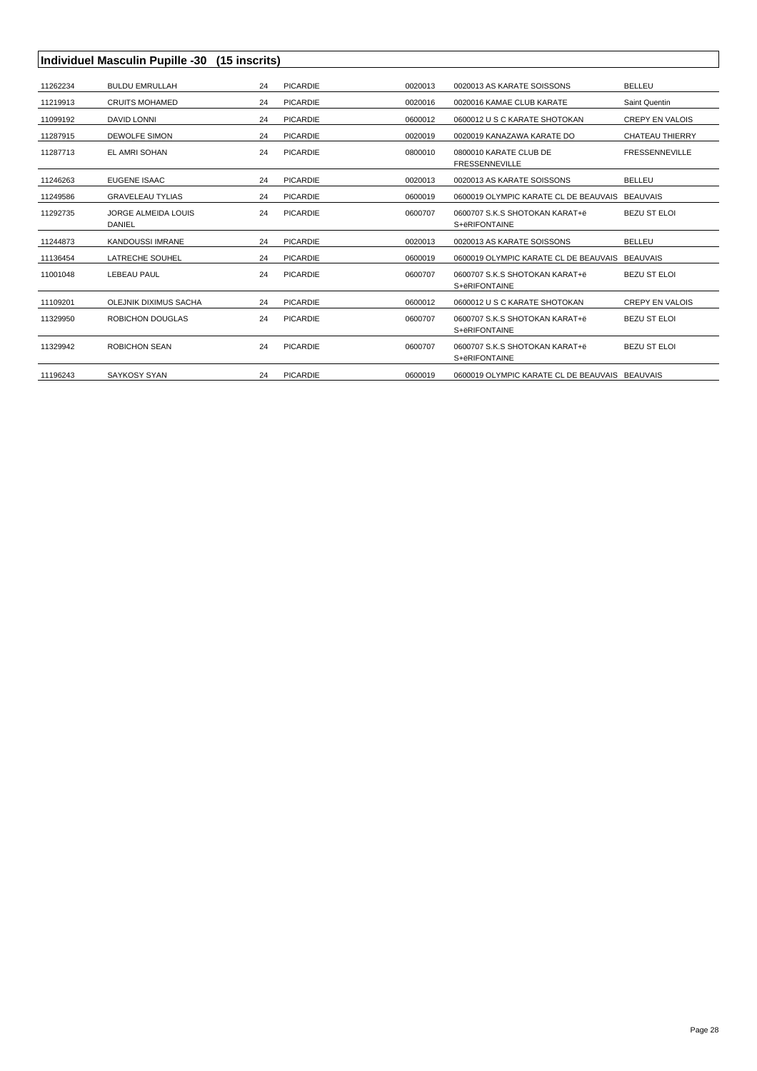## Individuel Masculin Pupille -30 (15 inscrits)

| | | | | | | |
|---|---|---|---|---|---|---|
| 11262234 | BULDU EMRULLAH | 24 | PICARDIE | 0020013 | 0020013 AS KARATE SOISSONS | BELLEU |
| 11219913 | CRUITS MOHAMED | 24 | PICARDIE | 0020016 | 0020016 KAMAE CLUB KARATE | Saint Quentin |
| 11099192 | DAVID LONNI | 24 | PICARDIE | 0600012 | 0600012 U S C KARATE SHOTOKAN | CREPY EN VALOIS |
| 11287915 | DEWOLFE SIMON | 24 | PICARDIE | 0020019 | 0020019 KANAZAWA KARATE DO | CHATEAU THIERRY |
| 11287713 | EL AMRI SOHAN | 24 | PICARDIE | 0800010 | 0800010 KARATE CLUB DE FRESSENNEVILLE | FRESSENNEVILLE |
| 11246263 | EUGENE ISAAC | 24 | PICARDIE | 0020013 | 0020013 AS KARATE SOISSONS | BELLEU |
| 11249586 | GRAVELEAU TYLIAS | 24 | PICARDIE | 0600019 | 0600019 OLYMPIC KARATE CL DE BEAUVAIS | BEAUVAIS |
| 11292735 | JORGE ALMEIDA LOUIS DANIEL | 24 | PICARDIE | 0600707 | 0600707 S.K.S SHOTOKAN KARAT+ë S+ëRIFONTAINE | BEZU ST ELOI |
| 11244873 | KANDOUSSI IMRANE | 24 | PICARDIE | 0020013 | 0020013 AS KARATE SOISSONS | BELLEU |
| 11136454 | LATRECHE SOUHEL | 24 | PICARDIE | 0600019 | 0600019 OLYMPIC KARATE CL DE BEAUVAIS | BEAUVAIS |
| 11001048 | LEBEAU PAUL | 24 | PICARDIE | 0600707 | 0600707 S.K.S SHOTOKAN KARAT+ë S+ëRIFONTAINE | BEZU ST ELOI |
| 11109201 | OLEJNIK DIXIMUS SACHA | 24 | PICARDIE | 0600012 | 0600012 U S C KARATE SHOTOKAN | CREPY EN VALOIS |
| 11329950 | ROBICHON DOUGLAS | 24 | PICARDIE | 0600707 | 0600707 S.K.S SHOTOKAN KARAT+ë S+ëRIFONTAINE | BEZU ST ELOI |
| 11329942 | ROBICHON SEAN | 24 | PICARDIE | 0600707 | 0600707 S.K.S SHOTOKAN KARAT+ë S+ëRIFONTAINE | BEZU ST ELOI |
| 11196243 | SAYKOSY SYAN | 24 | PICARDIE | 0600019 | 0600019 OLYMPIC KARATE CL DE BEAUVAIS | BEAUVAIS |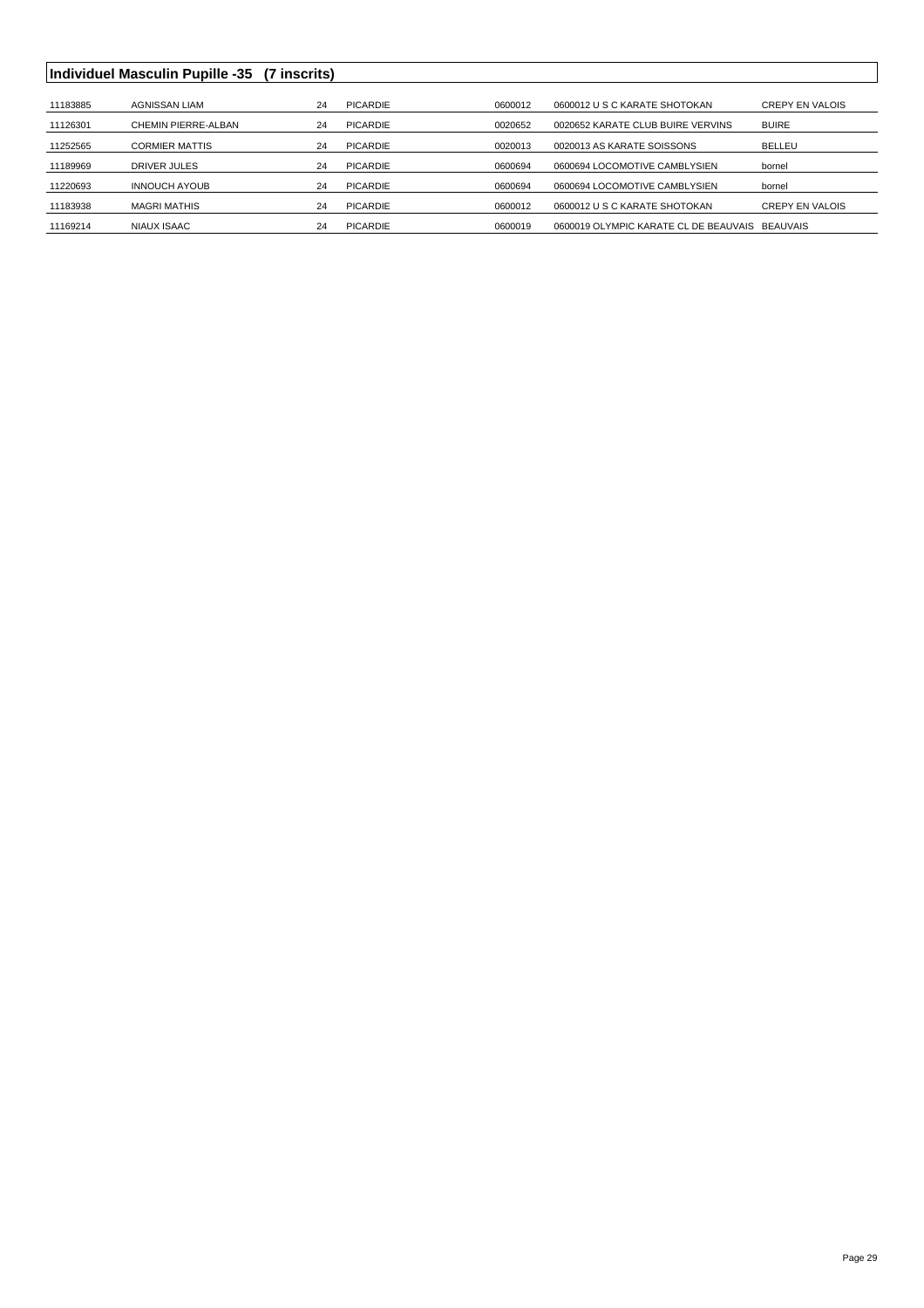## Individuel Masculin Pupille -35 (7 inscrits)

| | | | | | | |
|---|---|---|---|---|---|---|
| 11183885 | AGNISSAN LIAM | 24 | PICARDIE | 0600012 | 0600012 U S C KARATE SHOTOKAN | CREPY EN VALOIS |
| 11126301 | CHEMIN PIERRE-ALBAN | 24 | PICARDIE | 0020652 | 0020652 KARATE CLUB BUIRE VERVINS | BUIRE |
| 11252565 | CORMIER MATTIS | 24 | PICARDIE | 0020013 | 0020013 AS KARATE SOISSONS | BELLEU |
| 11189969 | DRIVER JULES | 24 | PICARDIE | 0600694 | 0600694 LOCOMOTIVE CAMBLYSIEN | bornel |
| 11220693 | INNOUCH AYOUB | 24 | PICARDIE | 0600694 | 0600694 LOCOMOTIVE CAMBLYSIEN | bornel |
| 11183938 | MAGRI MATHIS | 24 | PICARDIE | 0600012 | 0600012 U S C KARATE SHOTOKAN | CREPY EN VALOIS |
| 11169214 | NIAUX ISAAC | 24 | PICARDIE | 0600019 | 0600019 OLYMPIC KARATE CL DE BEAUVAIS | BEAUVAIS |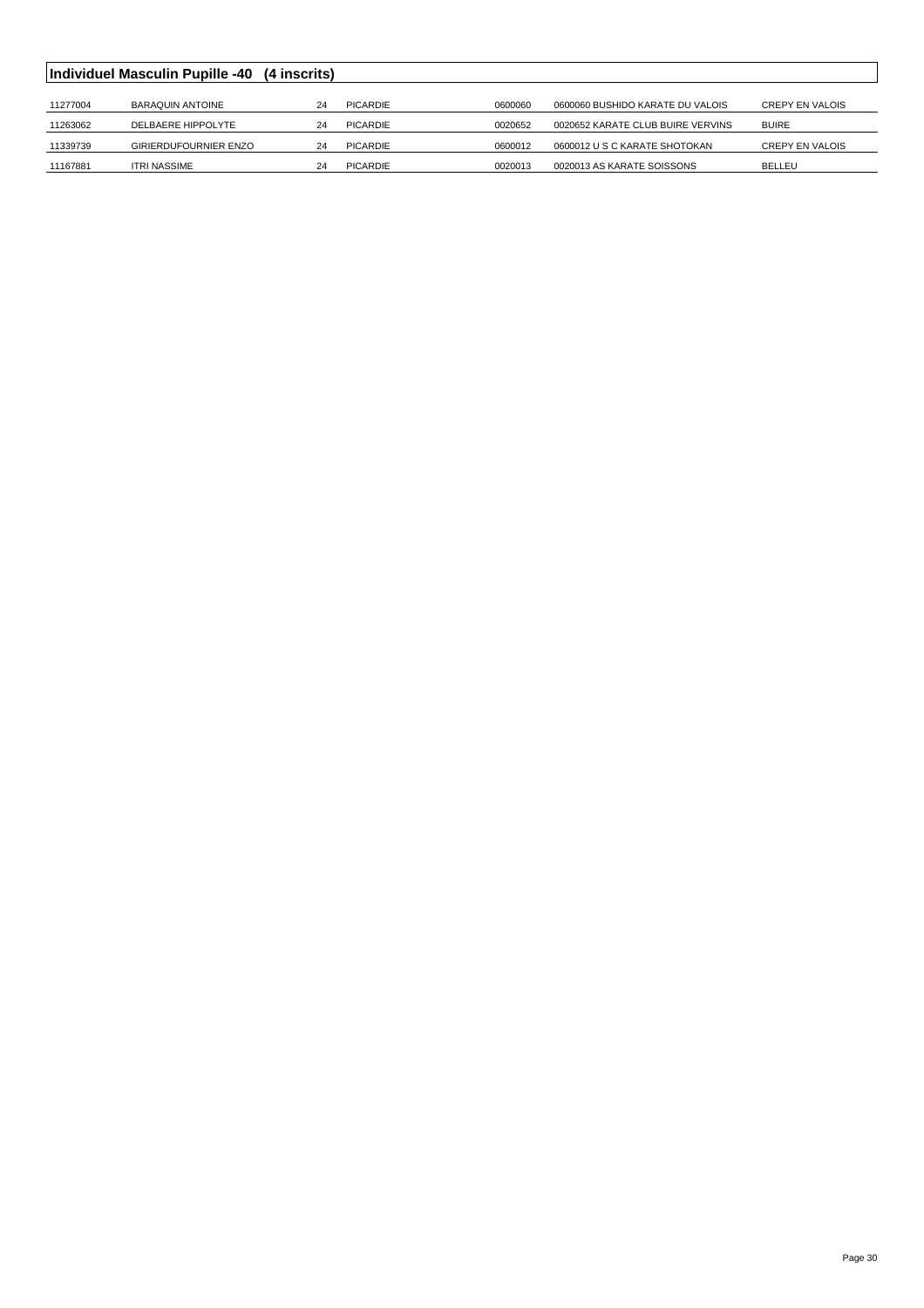## Individuel Masculin Pupille -40 (4 inscrits)

| | | | | | | |
|---|---|---|---|---|---|---|
| 11277004 | BARAQUIN ANTOINE | 24 | PICARDIE | 0600060 | 0600060 BUSHIDO KARATE DU VALOIS | CREPY EN VALOIS |
| 11263062 | DELBAERE HIPPOLYTE | 24 | PICARDIE | 0020652 | 0020652 KARATE CLUB BUIRE VERVINS | BUIRE |
| 11339739 | GIRIERDUFOURNIER ENZO | 24 | PICARDIE | 0600012 | 0600012 U S C KARATE SHOTOKAN | CREPY EN VALOIS |
| 11167881 | ITRI NASSIME | 24 | PICARDIE | 0020013 | 0020013 AS KARATE SOISSONS | BELLEU |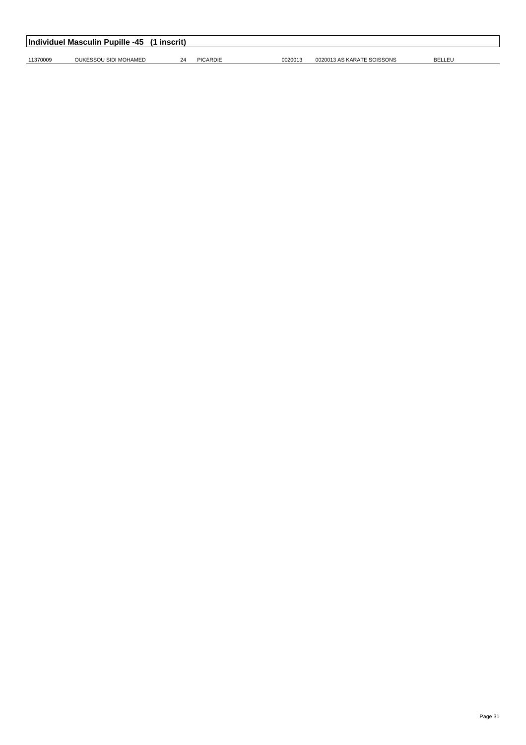## Individuel Masculin Pupille -45 (1 inscrit)

| | | | | | | |
|---|---|---|---|---|---|---|
| 11370009 | OUKESSOU SIDI MOHAMED | 24 | PICARDIE | 0020013 | 0020013 AS KARATE SOISSONS | BELLEU |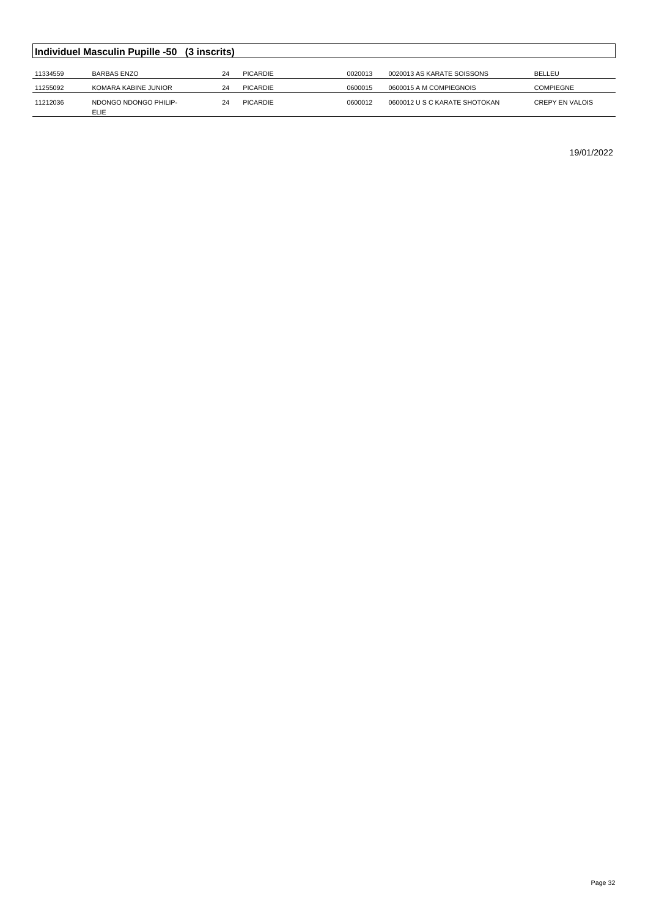## Individuel Masculin Pupille -50 (3 inscrits)

| | | | | | | |
|---|---|---|---|---|---|---|
| 11334559 | BARBAS ENZO | 24 | PICARDIE | 0020013 | 0020013 AS KARATE SOISSONS | BELLEU |
| 11255092 | KOMARA KABINE JUNIOR | 24 | PICARDIE | 0600015 | 0600015 A M COMPIEGNOIS | COMPIEGNE |
| 11212036 | NDONGO NDONGO PHILIP-ELIE | 24 | PICARDIE | 0600012 | 0600012 U S C KARATE SHOTOKAN | CREPY EN VALOIS |

19/01/2022